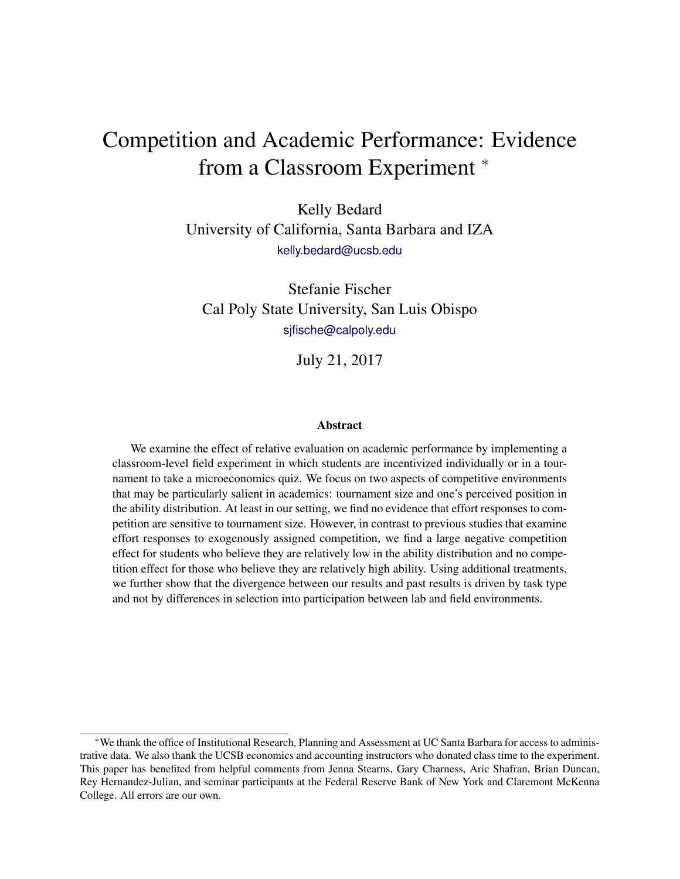# Competition and Academic Performance: Evidence from a Classroom Experiment *

Kelly Bedard
University of California, Santa Barbara and IZA
kelly.bedard@ucsb.edu

Stefanie Fischer
Cal Poly State University, San Luis Obispo
sjfische@calpoly.edu

July 21, 2017

### Abstract

We examine the effect of relative evaluation on academic performance by implementing a classroom-level field experiment in which students are incentivized individually or in a tournament to take a microeconomics quiz. We focus on two aspects of competitive environments that may be particularly salient in academics: tournament size and one's perceived position in the ability distribution. At least in our setting, we find no evidence that effort responses to competition are sensitive to tournament size. However, in contrast to previous studies that examine effort responses to exogenously assigned competition, we find a large negative competition effect for students who believe they are relatively low in the ability distribution and no competition effect for those who believe they are relatively high ability. Using additional treatments, we further show that the divergence between our results and past results is driven by task type and not by differences in selection into participation between lab and field environments.

---

*We thank the office of Institutional Research, Planning and Assessment at UC Santa Barbara for access to administrative data. We also thank the UCSB economics and accounting instructors who donated class time to the experiment. This paper has benefited from helpful comments from Jenna Stearns, Gary Charness, Aric Shafran, Brian Duncan, Rey Hernandez-Julian, and seminar participants at the Federal Reserve Bank of New York and Claremont McKenna College. All errors are our own.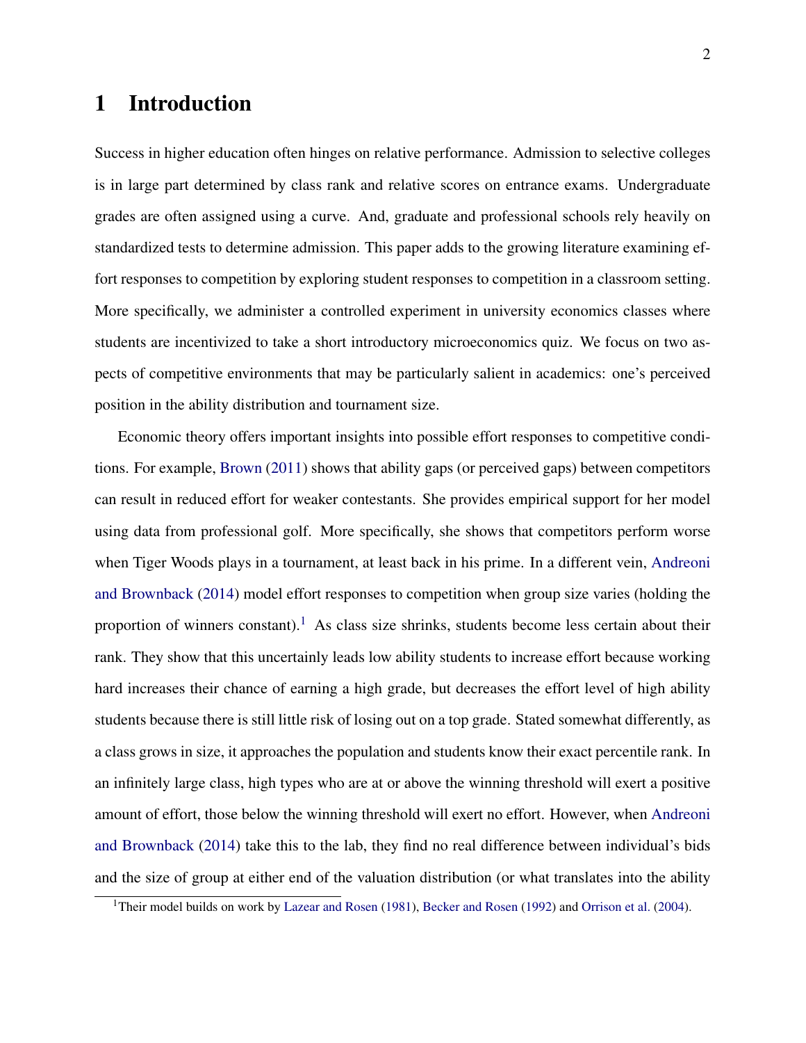# 1 Introduction

Success in higher education often hinges on relative performance. Admission to selective colleges is in large part determined by class rank and relative scores on entrance exams. Undergraduate grades are often assigned using a curve. And, graduate and professional schools rely heavily on standardized tests to determine admission. This paper adds to the growing literature examining effort responses to competition by exploring student responses to competition in a classroom setting. More specifically, we administer a controlled experiment in university economics classes where students are incentivized to take a short introductory microeconomics quiz. We focus on two aspects of competitive environments that may be particularly salient in academics: one's perceived position in the ability distribution and tournament size.

Economic theory offers important insights into possible effort responses to competitive conditions. For example, Brown (2011) shows that ability gaps (or perceived gaps) between competitors can result in reduced effort for weaker contestants. She provides empirical support for her model using data from professional golf. More specifically, she shows that competitors perform worse when Tiger Woods plays in a tournament, at least back in his prime. In a different vein, Andreoni and Brownback (2014) model effort responses to competition when group size varies (holding the proportion of winners constant).[1] As class size shrinks, students become less certain about their rank. They show that this uncertainly leads low ability students to increase effort because working hard increases their chance of earning a high grade, but decreases the effort level of high ability students because there is still little risk of losing out on a top grade. Stated somewhat differently, as a class grows in size, it approaches the population and students know their exact percentile rank. In an infinitely large class, high types who are at or above the winning threshold will exert a positive amount of effort, those below the winning threshold will exert no effort. However, when Andreoni and Brownback (2014) take this to the lab, they find no real difference between individual's bids and the size of group at either end of the valuation distribution (or what translates into the ability

[1] Their model builds on work by Lazear and Rosen (1981), Becker and Rosen (1992) and Orrison et al. (2004).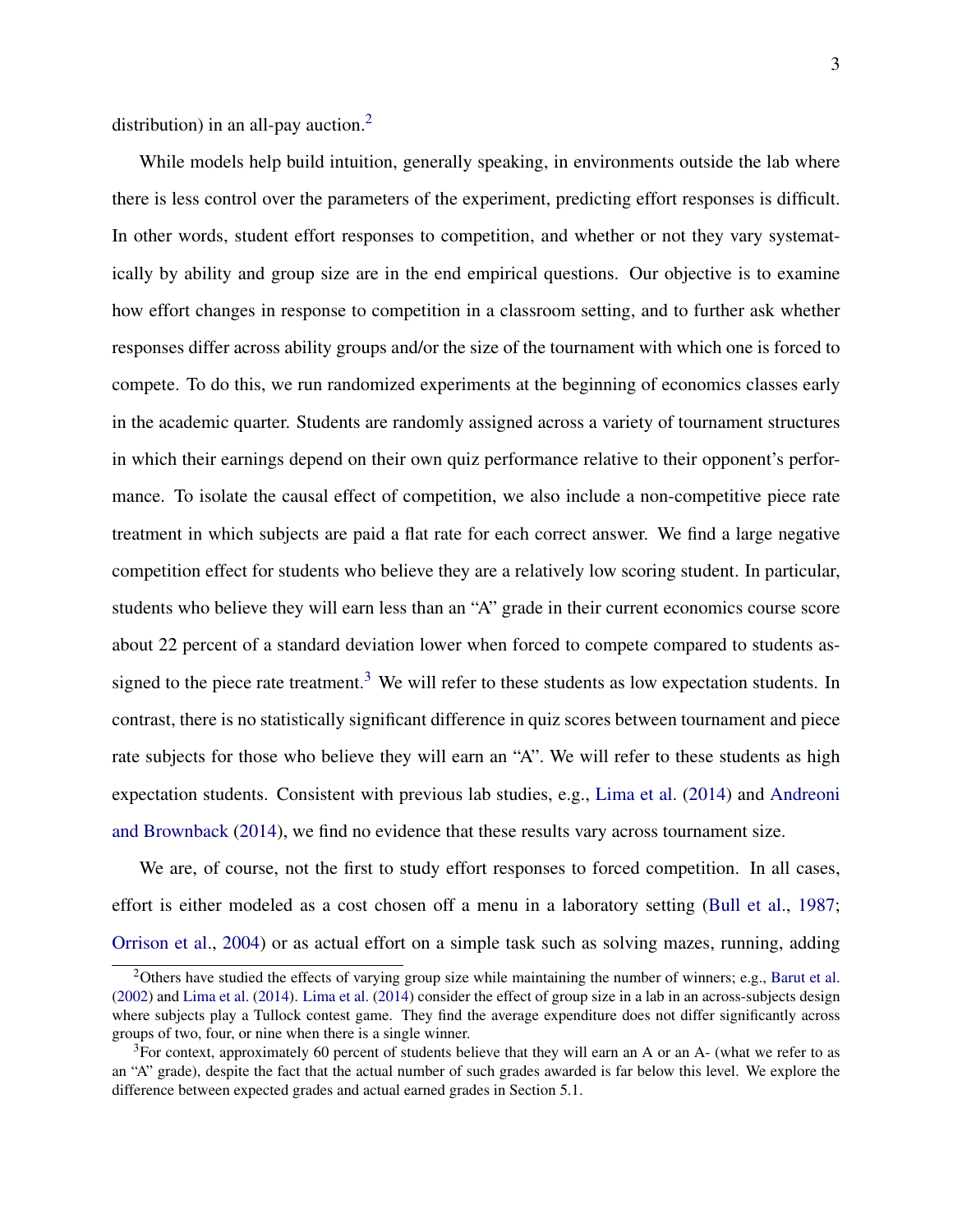distribution) in an all-pay auction.[2]

While models help build intuition, generally speaking, in environments outside the lab where there is less control over the parameters of the experiment, predicting effort responses is difficult. In other words, student effort responses to competition, and whether or not they vary systematically by ability and group size are in the end empirical questions. Our objective is to examine how effort changes in response to competition in a classroom setting, and to further ask whether responses differ across ability groups and/or the size of the tournament with which one is forced to compete. To do this, we run randomized experiments at the beginning of economics classes early in the academic quarter. Students are randomly assigned across a variety of tournament structures in which their earnings depend on their own quiz performance relative to their opponent's performance. To isolate the causal effect of competition, we also include a non-competitive piece rate treatment in which subjects are paid a flat rate for each correct answer. We find a large negative competition effect for students who believe they are a relatively low scoring student. In particular, students who believe they will earn less than an "A" grade in their current economics course score about 22 percent of a standard deviation lower when forced to compete compared to students assigned to the piece rate treatment.[3] We will refer to these students as low expectation students. In contrast, there is no statistically significant difference in quiz scores between tournament and piece rate subjects for those who believe they will earn an "A". We will refer to these students as high expectation students. Consistent with previous lab studies, e.g., Lima et al. (2014) and Andreoni and Brownback (2014), we find no evidence that these results vary across tournament size.

We are, of course, not the first to study effort responses to forced competition. In all cases, effort is either modeled as a cost chosen off a menu in a laboratory setting (Bull et al., 1987; Orrison et al., 2004) or as actual effort on a simple task such as solving mazes, running, adding

[2] Others have studied the effects of varying group size while maintaining the number of winners; e.g., Barut et al. (2002) and Lima et al. (2014). Lima et al. (2014) consider the effect of group size in a lab in an across-subjects design where subjects play a Tullock contest game. They find the average expenditure does not differ significantly across groups of two, four, or nine when there is a single winner.

[3] For context, approximately 60 percent of students believe that they will earn an A or an A- (what we refer to as an "A" grade), despite the fact that the actual number of such grades awarded is far below this level. We explore the difference between expected grades and actual earned grades in Section 5.1.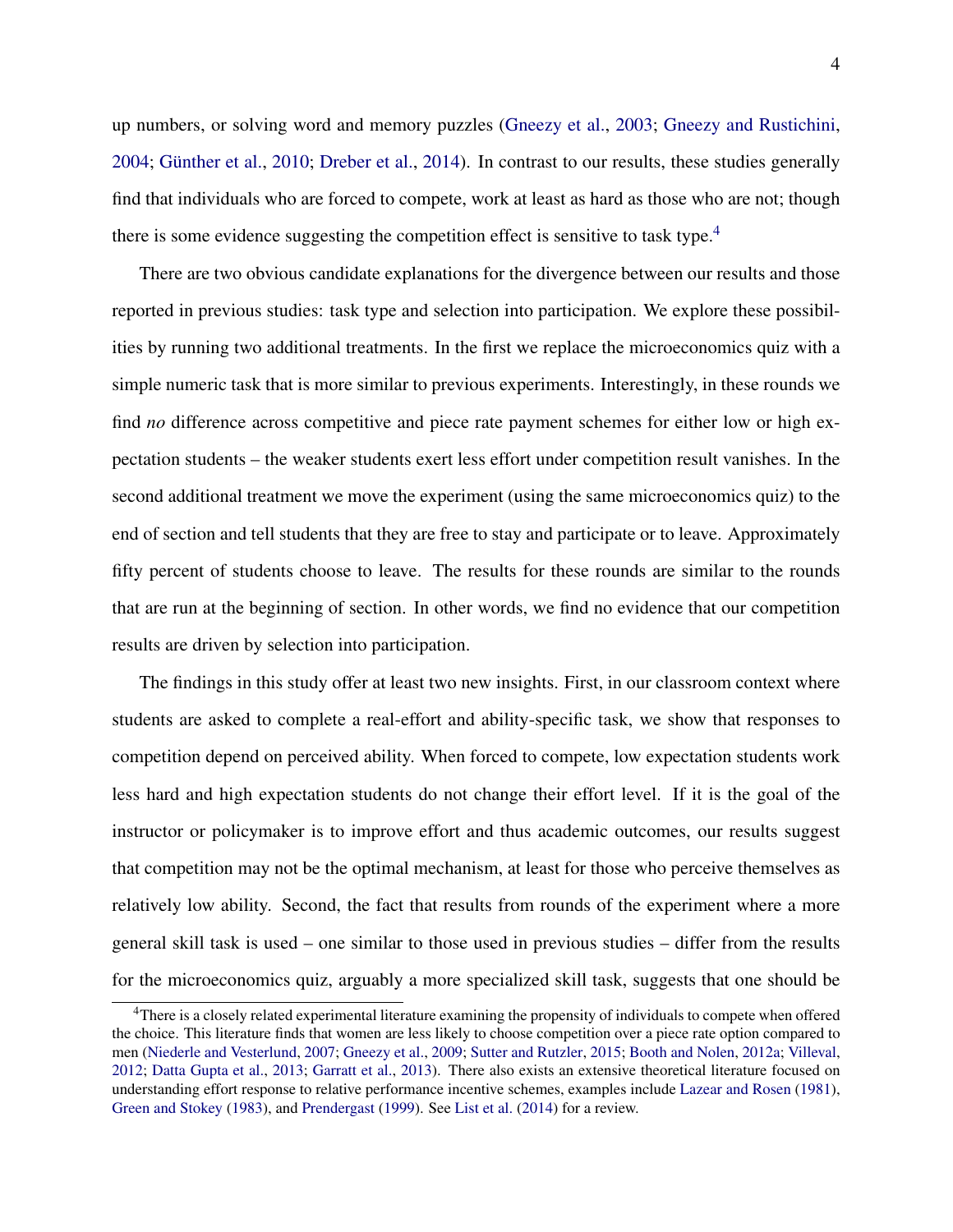up numbers, or solving word and memory puzzles (Gneezy et al., 2003; Gneezy and Rustichini, 2004; Günther et al., 2010; Dreber et al., 2014). In contrast to our results, these studies generally find that individuals who are forced to compete, work at least as hard as those who are not; though there is some evidence suggesting the competition effect is sensitive to task type.[4]

There are two obvious candidate explanations for the divergence between our results and those reported in previous studies: task type and selection into participation. We explore these possibilities by running two additional treatments. In the first we replace the microeconomics quiz with a simple numeric task that is more similar to previous experiments. Interestingly, in these rounds we find *no* difference across competitive and piece rate payment schemes for either low or high expectation students – the weaker students exert less effort under competition result vanishes. In the second additional treatment we move the experiment (using the same microeconomics quiz) to the end of section and tell students that they are free to stay and participate or to leave. Approximately fifty percent of students choose to leave. The results for these rounds are similar to the rounds that are run at the beginning of section. In other words, we find no evidence that our competition results are driven by selection into participation.

The findings in this study offer at least two new insights. First, in our classroom context where students are asked to complete a real-effort and ability-specific task, we show that responses to competition depend on perceived ability. When forced to compete, low expectation students work less hard and high expectation students do not change their effort level. If it is the goal of the instructor or policymaker is to improve effort and thus academic outcomes, our results suggest that competition may not be the optimal mechanism, at least for those who perceive themselves as relatively low ability. Second, the fact that results from rounds of the experiment where a more general skill task is used – one similar to those used in previous studies – differ from the results for the microeconomics quiz, arguably a more specialized skill task, suggests that one should be

[4] There is a closely related experimental literature examining the propensity of individuals to compete when offered the choice. This literature finds that women are less likely to choose competition over a piece rate option compared to men (Niederle and Vesterlund, 2007; Gneezy et al., 2009; Sutter and Rutzler, 2015; Booth and Nolen, 2012a; Villeval, 2012; Datta Gupta et al., 2013; Garratt et al., 2013). There also exists an extensive theoretical literature focused on understanding effort response to relative performance incentive schemes, examples include Lazear and Rosen (1981), Green and Stokey (1983), and Prendergast (1999). See List et al. (2014) for a review.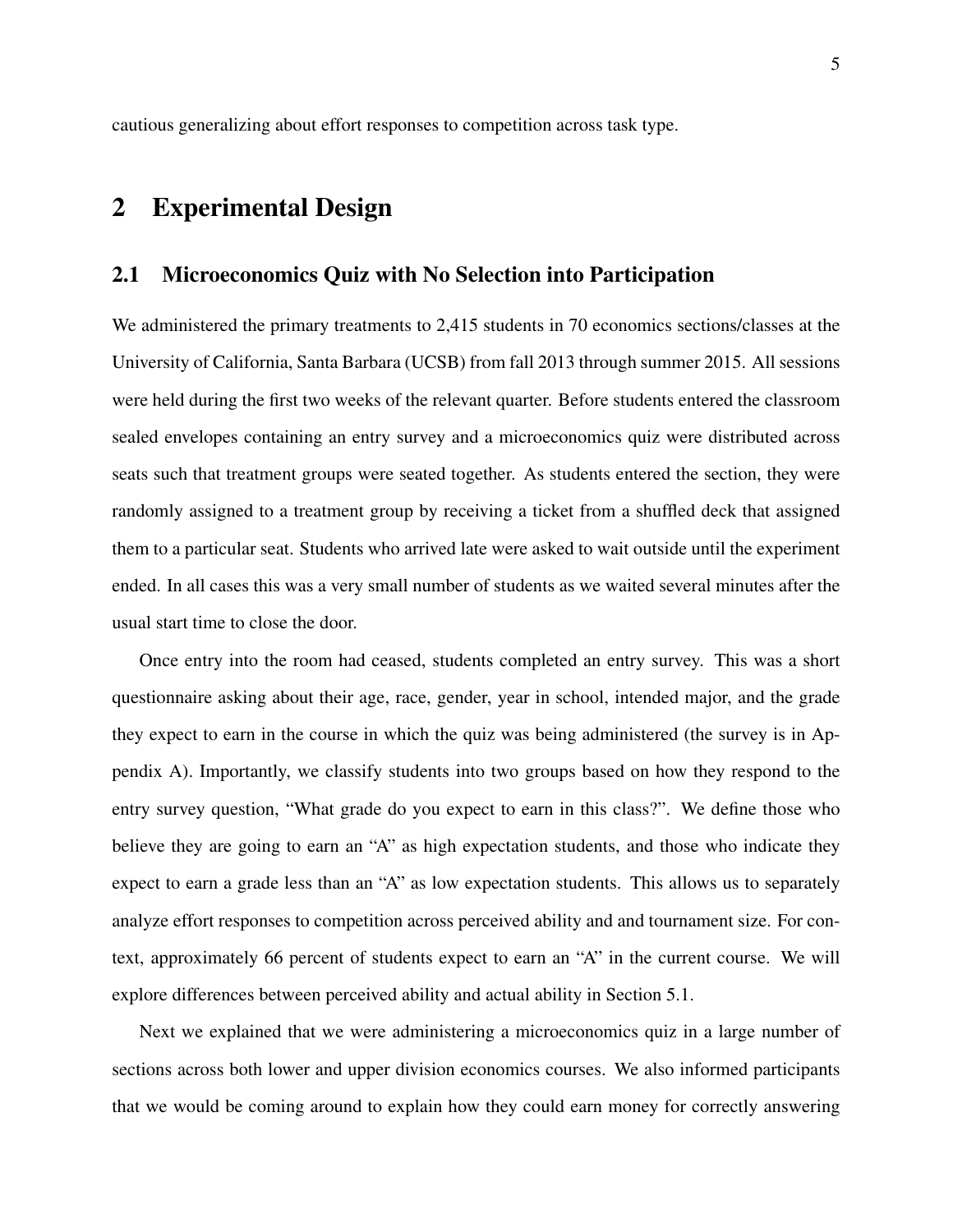cautious generalizing about effort responses to competition across task type.

# 2 Experimental Design

## 2.1 Microeconomics Quiz with No Selection into Participation

We administered the primary treatments to 2,415 students in 70 economics sections/classes at the University of California, Santa Barbara (UCSB) from fall 2013 through summer 2015. All sessions were held during the first two weeks of the relevant quarter. Before students entered the classroom sealed envelopes containing an entry survey and a microeconomics quiz were distributed across seats such that treatment groups were seated together. As students entered the section, they were randomly assigned to a treatment group by receiving a ticket from a shuffled deck that assigned them to a particular seat. Students who arrived late were asked to wait outside until the experiment ended. In all cases this was a very small number of students as we waited several minutes after the usual start time to close the door.

Once entry into the room had ceased, students completed an entry survey. This was a short questionnaire asking about their age, race, gender, year in school, intended major, and the grade they expect to earn in the course in which the quiz was being administered (the survey is in Appendix A). Importantly, we classify students into two groups based on how they respond to the entry survey question, "What grade do you expect to earn in this class?". We define those who believe they are going to earn an "A" as high expectation students, and those who indicate they expect to earn a grade less than an "A" as low expectation students. This allows us to separately analyze effort responses to competition across perceived ability and and tournament size. For context, approximately 66 percent of students expect to earn an "A" in the current course. We will explore differences between perceived ability and actual ability in Section 5.1.

Next we explained that we were administering a microeconomics quiz in a large number of sections across both lower and upper division economics courses. We also informed participants that we would be coming around to explain how they could earn money for correctly answering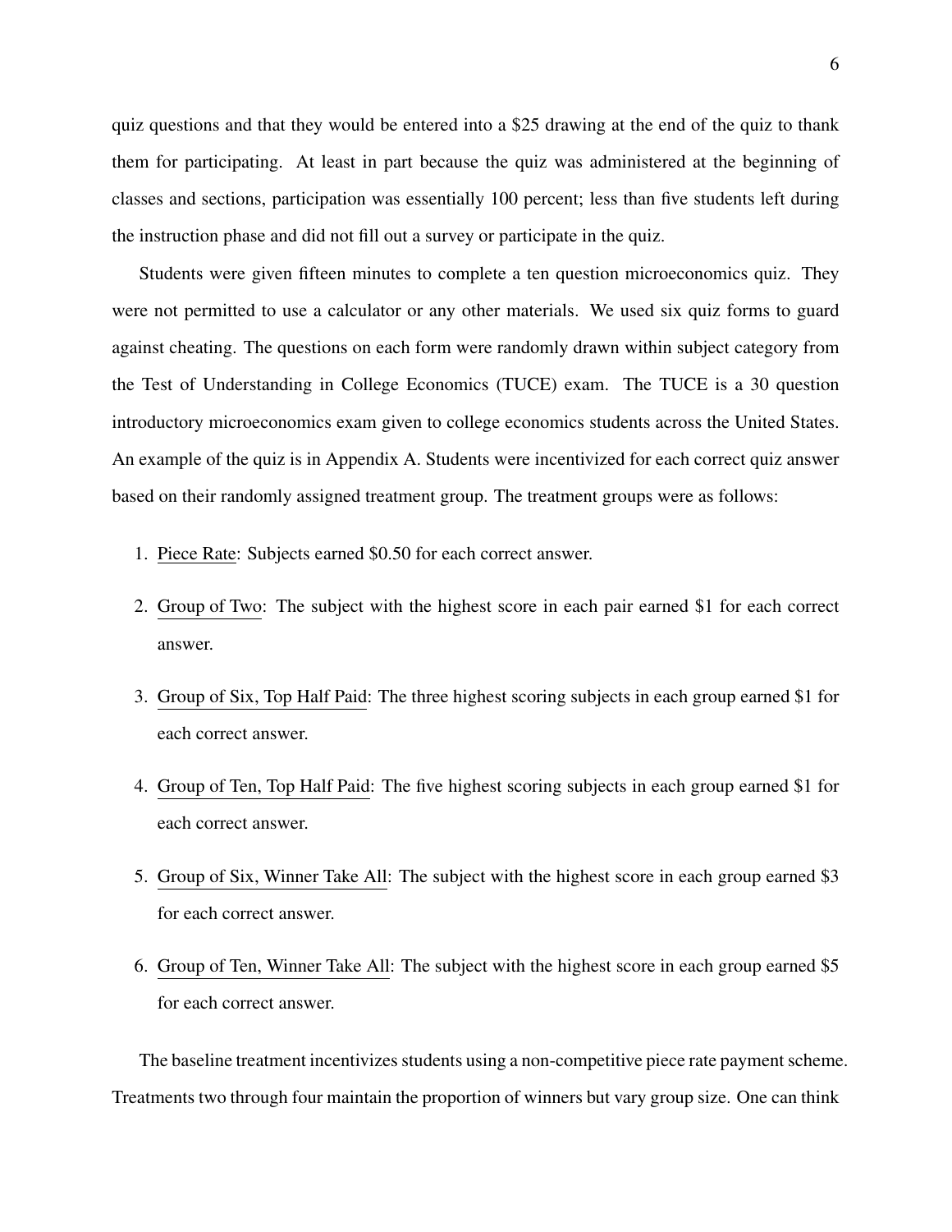quiz questions and that they would be entered into a $25 drawing at the end of the quiz to thank them for participating. At least in part because the quiz was administered at the beginning of classes and sections, participation was essentially 100 percent; less than five students left during the instruction phase and did not fill out a survey or participate in the quiz.

Students were given fifteen minutes to complete a ten question microeconomics quiz. They were not permitted to use a calculator or any other materials. We used six quiz forms to guard against cheating. The questions on each form were randomly drawn within subject category from the Test of Understanding in College Economics (TUCE) exam. The TUCE is a 30 question introductory microeconomics exam given to college economics students across the United States. An example of the quiz is in Appendix A. Students were incentivized for each correct quiz answer based on their randomly assigned treatment group. The treatment groups were as follows:

1. Piece Rate: Subjects earned $0.50 for each correct answer.
2. Group of Two: The subject with the highest score in each pair earned $1 for each correct answer.
3. Group of Six, Top Half Paid: The three highest scoring subjects in each group earned $1 for each correct answer.
4. Group of Ten, Top Half Paid: The five highest scoring subjects in each group earned $1 for each correct answer.
5. Group of Six, Winner Take All: The subject with the highest score in each group earned $3 for each correct answer.
6. Group of Ten, Winner Take All: The subject with the highest score in each group earned $5 for each correct answer.

The baseline treatment incentivizes students using a non-competitive piece rate payment scheme. Treatments two through four maintain the proportion of winners but vary group size. One can think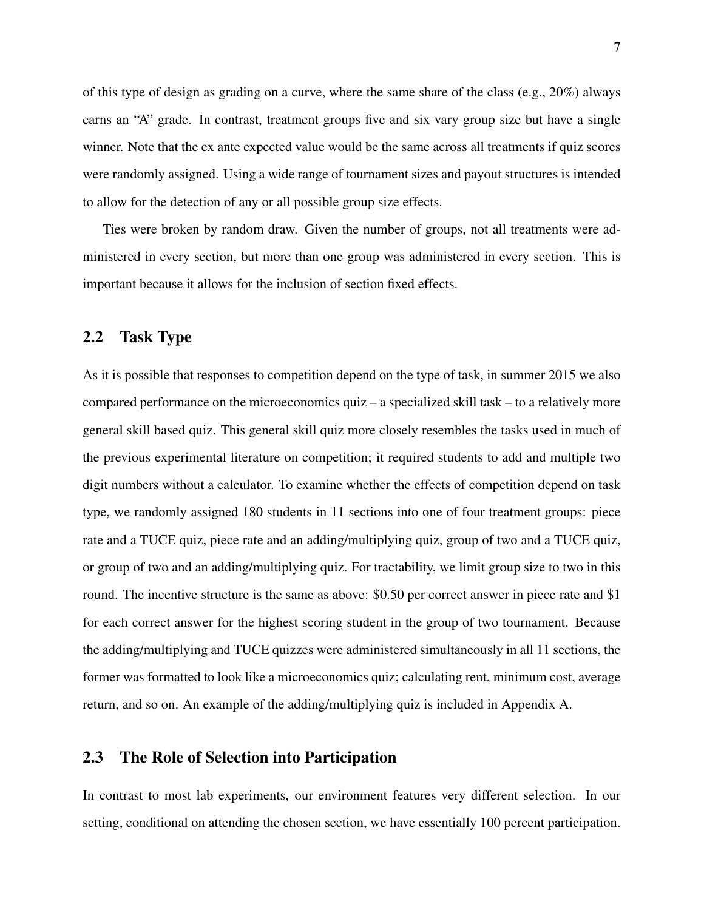of this type of design as grading on a curve, where the same share of the class (e.g., 20%) always earns an "A" grade. In contrast, treatment groups five and six vary group size but have a single winner. Note that the ex ante expected value would be the same across all treatments if quiz scores were randomly assigned. Using a wide range of tournament sizes and payout structures is intended to allow for the detection of any or all possible group size effects.

Ties were broken by random draw. Given the number of groups, not all treatments were administered in every section, but more than one group was administered in every section. This is important because it allows for the inclusion of section fixed effects.

## 2.2 Task Type

As it is possible that responses to competition depend on the type of task, in summer 2015 we also compared performance on the microeconomics quiz – a specialized skill task – to a relatively more general skill based quiz. This general skill quiz more closely resembles the tasks used in much of the previous experimental literature on competition; it required students to add and multiple two digit numbers without a calculator. To examine whether the effects of competition depend on task type, we randomly assigned 180 students in 11 sections into one of four treatment groups: piece rate and a TUCE quiz, piece rate and an adding/multiplying quiz, group of two and a TUCE quiz, or group of two and an adding/multiplying quiz. For tractability, we limit group size to two in this round. The incentive structure is the same as above: \$0.50 per correct answer in piece rate and \$1 for each correct answer for the highest scoring student in the group of two tournament. Because the adding/multiplying and TUCE quizzes were administered simultaneously in all 11 sections, the former was formatted to look like a microeconomics quiz; calculating rent, minimum cost, average return, and so on. An example of the adding/multiplying quiz is included in Appendix A.

## 2.3 The Role of Selection into Participation

In contrast to most lab experiments, our environment features very different selection. In our setting, conditional on attending the chosen section, we have essentially 100 percent participation.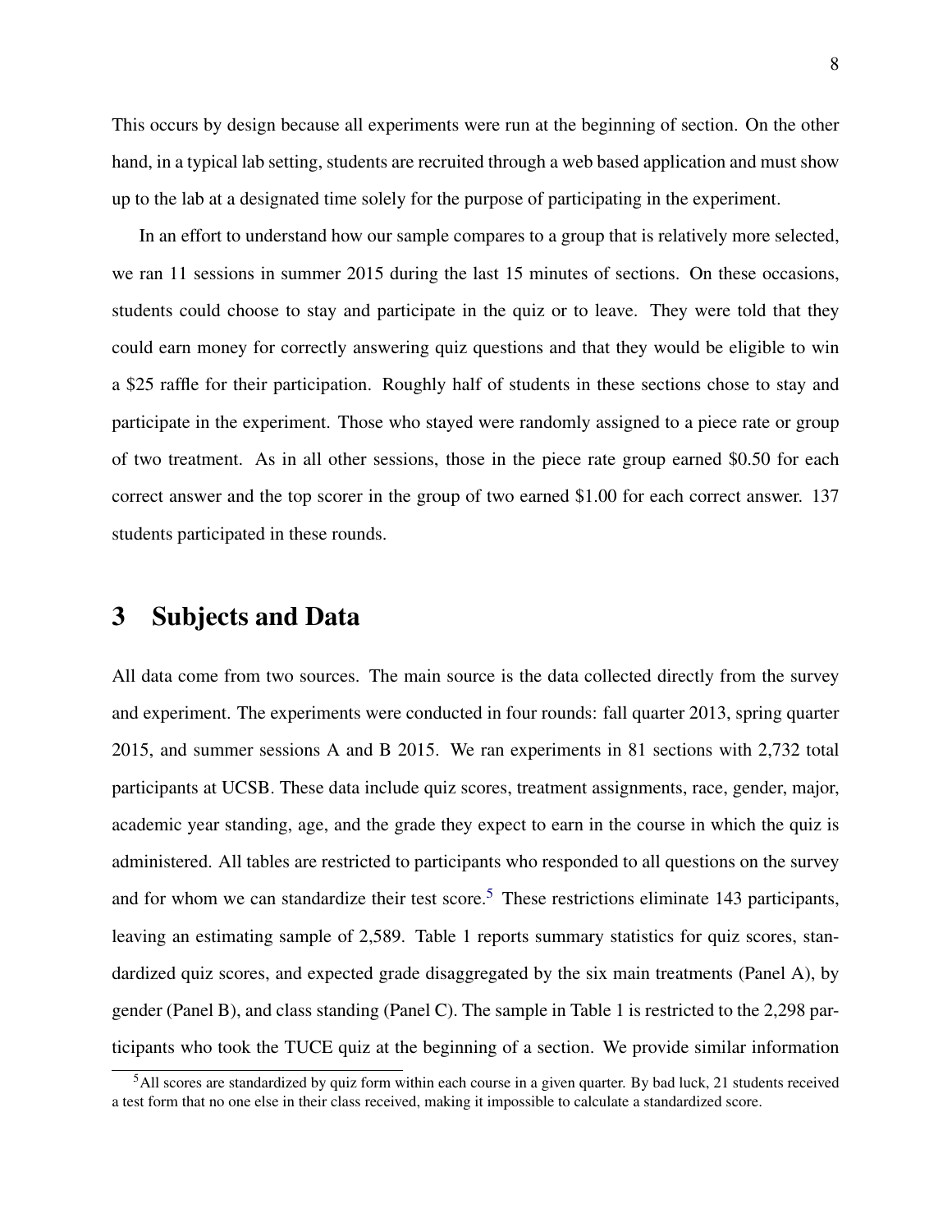This occurs by design because all experiments were run at the beginning of section. On the other hand, in a typical lab setting, students are recruited through a web based application and must show up to the lab at a designated time solely for the purpose of participating in the experiment.

In an effort to understand how our sample compares to a group that is relatively more selected, we ran 11 sessions in summer 2015 during the last 15 minutes of sections. On these occasions, students could choose to stay and participate in the quiz or to leave. They were told that they could earn money for correctly answering quiz questions and that they would be eligible to win a $25 raffle for their participation. Roughly half of students in these sections chose to stay and participate in the experiment. Those who stayed were randomly assigned to a piece rate or group of two treatment. As in all other sessions, those in the piece rate group earned $0.50 for each correct answer and the top scorer in the group of two earned $1.00 for each correct answer. 137 students participated in these rounds.

# 3 Subjects and Data

All data come from two sources. The main source is the data collected directly from the survey and experiment. The experiments were conducted in four rounds: fall quarter 2013, spring quarter 2015, and summer sessions A and B 2015. We ran experiments in 81 sections with 2,732 total participants at UCSB. These data include quiz scores, treatment assignments, race, gender, major, academic year standing, age, and the grade they expect to earn in the course in which the quiz is administered. All tables are restricted to participants who responded to all questions on the survey and for whom we can standardize their test score.[5] These restrictions eliminate 143 participants, leaving an estimating sample of 2,589. Table 1 reports summary statistics for quiz scores, standardized quiz scores, and expected grade disaggregated by the six main treatments (Panel A), by gender (Panel B), and class standing (Panel C). The sample in Table 1 is restricted to the 2,298 participants who took the TUCE quiz at the beginning of a section. We provide similar information

[5] All scores are standardized by quiz form within each course in a given quarter. By bad luck, 21 students received a test form that no one else in their class received, making it impossible to calculate a standardized score.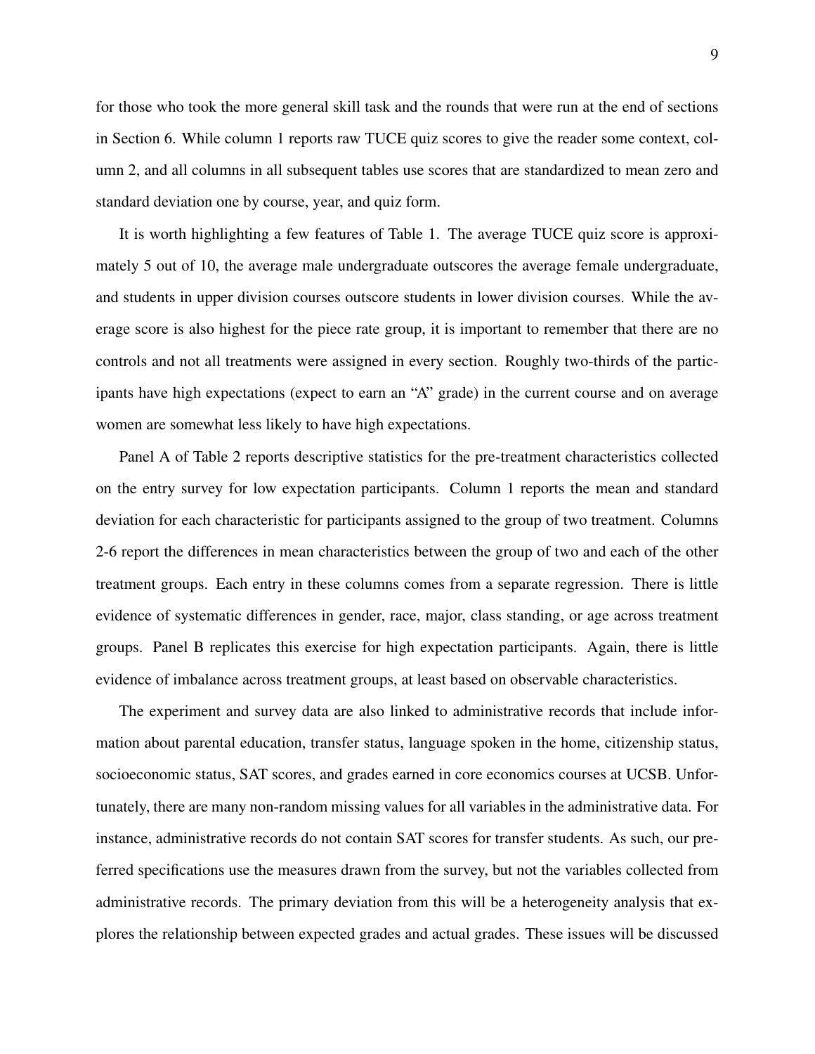for those who took the more general skill task and the rounds that were run at the end of sections in Section 6. While column 1 reports raw TUCE quiz scores to give the reader some context, column 2, and all columns in all subsequent tables use scores that are standardized to mean zero and standard deviation one by course, year, and quiz form.

It is worth highlighting a few features of Table 1. The average TUCE quiz score is approximately 5 out of 10, the average male undergraduate outscores the average female undergraduate, and students in upper division courses outscore students in lower division courses. While the average score is also highest for the piece rate group, it is important to remember that there are no controls and not all treatments were assigned in every section. Roughly two-thirds of the participants have high expectations (expect to earn an "A" grade) in the current course and on average women are somewhat less likely to have high expectations.

Panel A of Table 2 reports descriptive statistics for the pre-treatment characteristics collected on the entry survey for low expectation participants. Column 1 reports the mean and standard deviation for each characteristic for participants assigned to the group of two treatment. Columns 2-6 report the differences in mean characteristics between the group of two and each of the other treatment groups. Each entry in these columns comes from a separate regression. There is little evidence of systematic differences in gender, race, major, class standing, or age across treatment groups. Panel B replicates this exercise for high expectation participants. Again, there is little evidence of imbalance across treatment groups, at least based on observable characteristics.

The experiment and survey data are also linked to administrative records that include information about parental education, transfer status, language spoken in the home, citizenship status, socioeconomic status, SAT scores, and grades earned in core economics courses at UCSB. Unfortunately, there are many non-random missing values for all variables in the administrative data. For instance, administrative records do not contain SAT scores for transfer students. As such, our preferred specifications use the measures drawn from the survey, but not the variables collected from administrative records. The primary deviation from this will be a heterogeneity analysis that explores the relationship between expected grades and actual grades. These issues will be discussed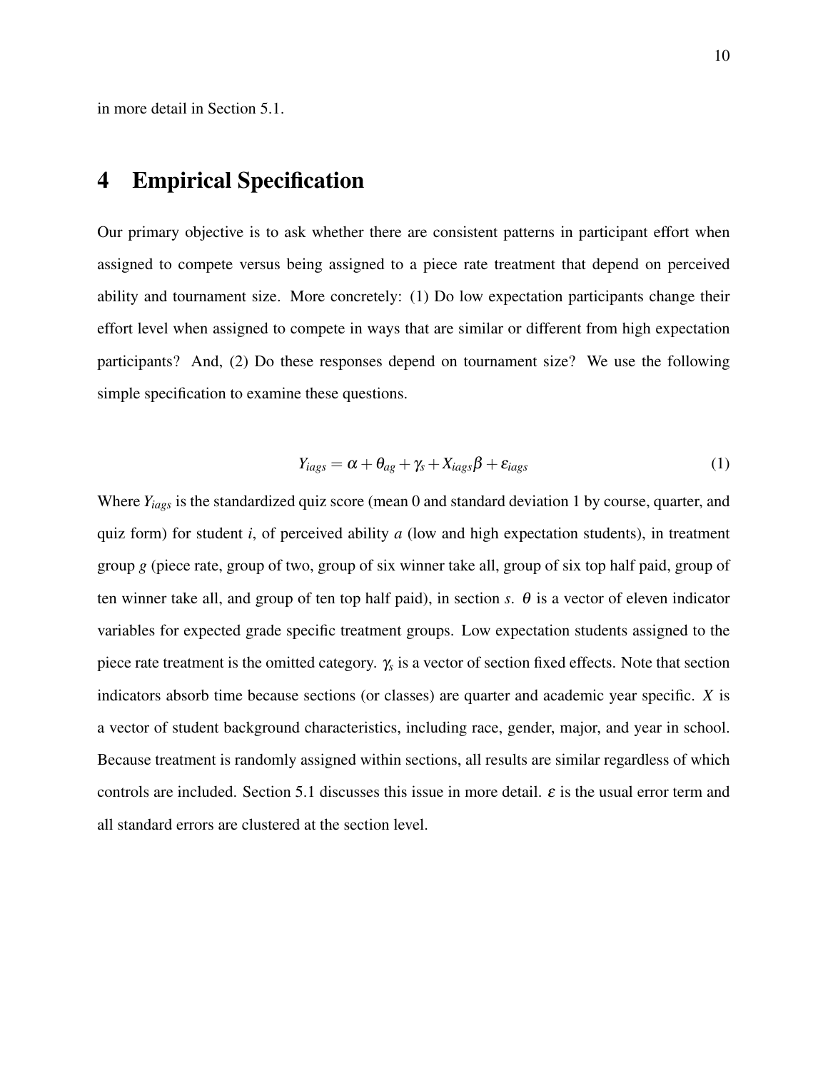in more detail in Section 5.1.

# 4 Empirical Specification

Our primary objective is to ask whether there are consistent patterns in participant effort when assigned to compete versus being assigned to a piece rate treatment that depend on perceived ability and tournament size. More concretely: (1) Do low expectation participants change their effort level when assigned to compete in ways that are similar or different from high expectation participants? And, (2) Do these responses depend on tournament size? We use the following simple specification to examine these questions.

$$Y_{iags} = \alpha + \theta_{ag} + \gamma_s + X_{iags}\beta + \varepsilon_{iags} \tag{1}$$

Where $Y_{iags}$ is the standardized quiz score (mean 0 and standard deviation 1 by course, quarter, and quiz form) for student $i$, of perceived ability $a$ (low and high expectation students), in treatment group $g$ (piece rate, group of two, group of six winner take all, group of six top half paid, group of ten winner take all, and group of ten top half paid), in section $s$. $\theta$ is a vector of eleven indicator variables for expected grade specific treatment groups. Low expectation students assigned to the piece rate treatment is the omitted category. $\gamma_s$ is a vector of section fixed effects. Note that section indicators absorb time because sections (or classes) are quarter and academic year specific. $X$ is a vector of student background characteristics, including race, gender, major, and year in school. Because treatment is randomly assigned within sections, all results are similar regardless of which controls are included. Section 5.1 discusses this issue in more detail. $\varepsilon$ is the usual error term and all standard errors are clustered at the section level.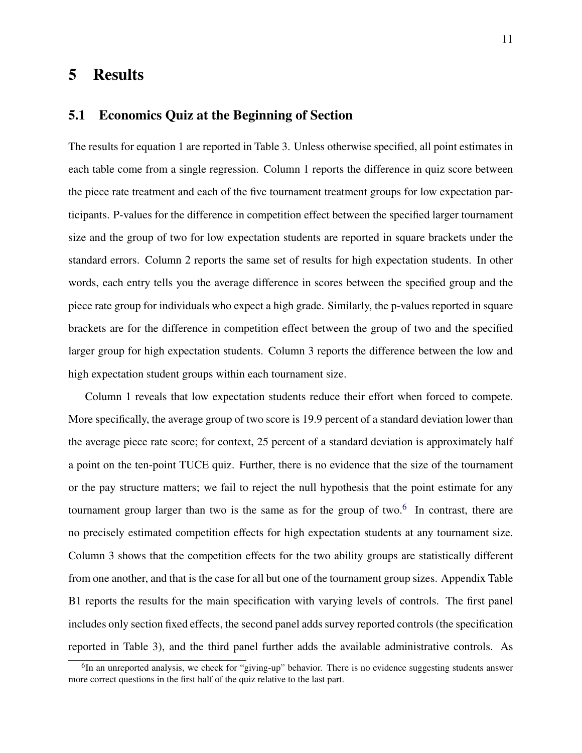# 5 Results

## 5.1 Economics Quiz at the Beginning of Section

The results for equation 1 are reported in Table 3. Unless otherwise specified, all point estimates in each table come from a single regression. Column 1 reports the difference in quiz score between the piece rate treatment and each of the five tournament treatment groups for low expectation participants. P-values for the difference in competition effect between the specified larger tournament size and the group of two for low expectation students are reported in square brackets under the standard errors. Column 2 reports the same set of results for high expectation students. In other words, each entry tells you the average difference in scores between the specified group and the piece rate group for individuals who expect a high grade. Similarly, the p-values reported in square brackets are for the difference in competition effect between the group of two and the specified larger group for high expectation students. Column 3 reports the difference between the low and high expectation student groups within each tournament size.

Column 1 reveals that low expectation students reduce their effort when forced to compete. More specifically, the average group of two score is 19.9 percent of a standard deviation lower than the average piece rate score; for context, 25 percent of a standard deviation is approximately half a point on the ten-point TUCE quiz. Further, there is no evidence that the size of the tournament or the pay structure matters; we fail to reject the null hypothesis that the point estimate for any tournament group larger than two is the same as for the group of two.[6] In contrast, there are no precisely estimated competition effects for high expectation students at any tournament size. Column 3 shows that the competition effects for the two ability groups are statistically different from one another, and that is the case for all but one of the tournament group sizes. Appendix Table B1 reports the results for the main specification with varying levels of controls. The first panel includes only section fixed effects, the second panel adds survey reported controls (the specification reported in Table 3), and the third panel further adds the available administrative controls. As

[6] In an unreported analysis, we check for "giving-up" behavior. There is no evidence suggesting students answer more correct questions in the first half of the quiz relative to the last part.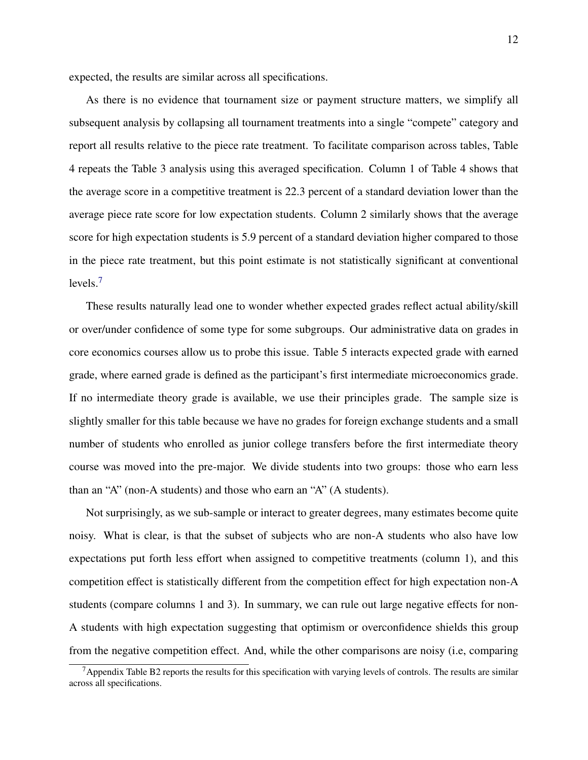expected, the results are similar across all specifications.

As there is no evidence that tournament size or payment structure matters, we simplify all subsequent analysis by collapsing all tournament treatments into a single "compete" category and report all results relative to the piece rate treatment. To facilitate comparison across tables, Table 4 repeats the Table 3 analysis using this averaged specification. Column 1 of Table 4 shows that the average score in a competitive treatment is 22.3 percent of a standard deviation lower than the average piece rate score for low expectation students. Column 2 similarly shows that the average score for high expectation students is 5.9 percent of a standard deviation higher compared to those in the piece rate treatment, but this point estimate is not statistically significant at conventional levels.[7]

These results naturally lead one to wonder whether expected grades reflect actual ability/skill or over/under confidence of some type for some subgroups. Our administrative data on grades in core economics courses allow us to probe this issue. Table 5 interacts expected grade with earned grade, where earned grade is defined as the participant's first intermediate microeconomics grade. If no intermediate theory grade is available, we use their principles grade. The sample size is slightly smaller for this table because we have no grades for foreign exchange students and a small number of students who enrolled as junior college transfers before the first intermediate theory course was moved into the pre-major. We divide students into two groups: those who earn less than an "A" (non-A students) and those who earn an "A" (A students).

Not surprisingly, as we sub-sample or interact to greater degrees, many estimates become quite noisy. What is clear, is that the subset of subjects who are non-A students who also have low expectations put forth less effort when assigned to competitive treatments (column 1), and this competition effect is statistically different from the competition effect for high expectation non-A students (compare columns 1 and 3). In summary, we can rule out large negative effects for non-A students with high expectation suggesting that optimism or overconfidence shields this group from the negative competition effect. And, while the other comparisons are noisy (i.e, comparing

[7] Appendix Table B2 reports the results for this specification with varying levels of controls. The results are similar across all specifications.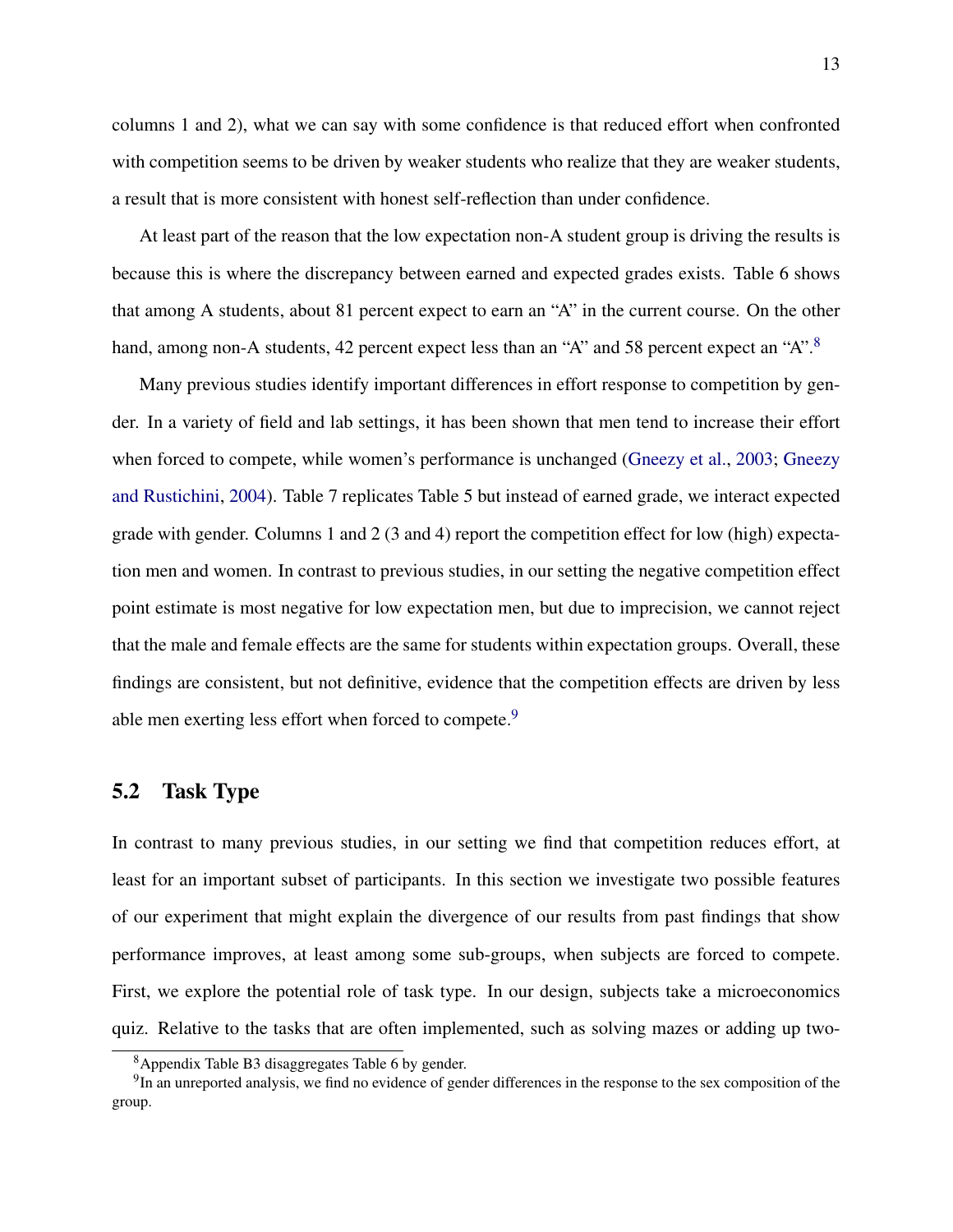columns 1 and 2), what we can say with some confidence is that reduced effort when confronted with competition seems to be driven by weaker students who realize that they are weaker students, a result that is more consistent with honest self-reflection than under confidence.

At least part of the reason that the low expectation non-A student group is driving the results is because this is where the discrepancy between earned and expected grades exists. Table 6 shows that among A students, about 81 percent expect to earn an "A" in the current course. On the other hand, among non-A students, 42 percent expect less than an "A" and 58 percent expect an "A".[8]

Many previous studies identify important differences in effort response to competition by gender. In a variety of field and lab settings, it has been shown that men tend to increase their effort when forced to compete, while women's performance is unchanged (Gneezy et al., 2003; Gneezy and Rustichini, 2004). Table 7 replicates Table 5 but instead of earned grade, we interact expected grade with gender. Columns 1 and 2 (3 and 4) report the competition effect for low (high) expectation men and women. In contrast to previous studies, in our setting the negative competition effect point estimate is most negative for low expectation men, but due to imprecision, we cannot reject that the male and female effects are the same for students within expectation groups. Overall, these findings are consistent, but not definitive, evidence that the competition effects are driven by less able men exerting less effort when forced to compete.[9]

## 5.2 Task Type

In contrast to many previous studies, in our setting we find that competition reduces effort, at least for an important subset of participants. In this section we investigate two possible features of our experiment that might explain the divergence of our results from past findings that show performance improves, at least among some sub-groups, when subjects are forced to compete. First, we explore the potential role of task type. In our design, subjects take a microeconomics quiz. Relative to the tasks that are often implemented, such as solving mazes or adding up two-

[8] Appendix Table B3 disaggregates Table 6 by gender.

[9] In an unreported analysis, we find no evidence of gender differences in the response to the sex composition of the group.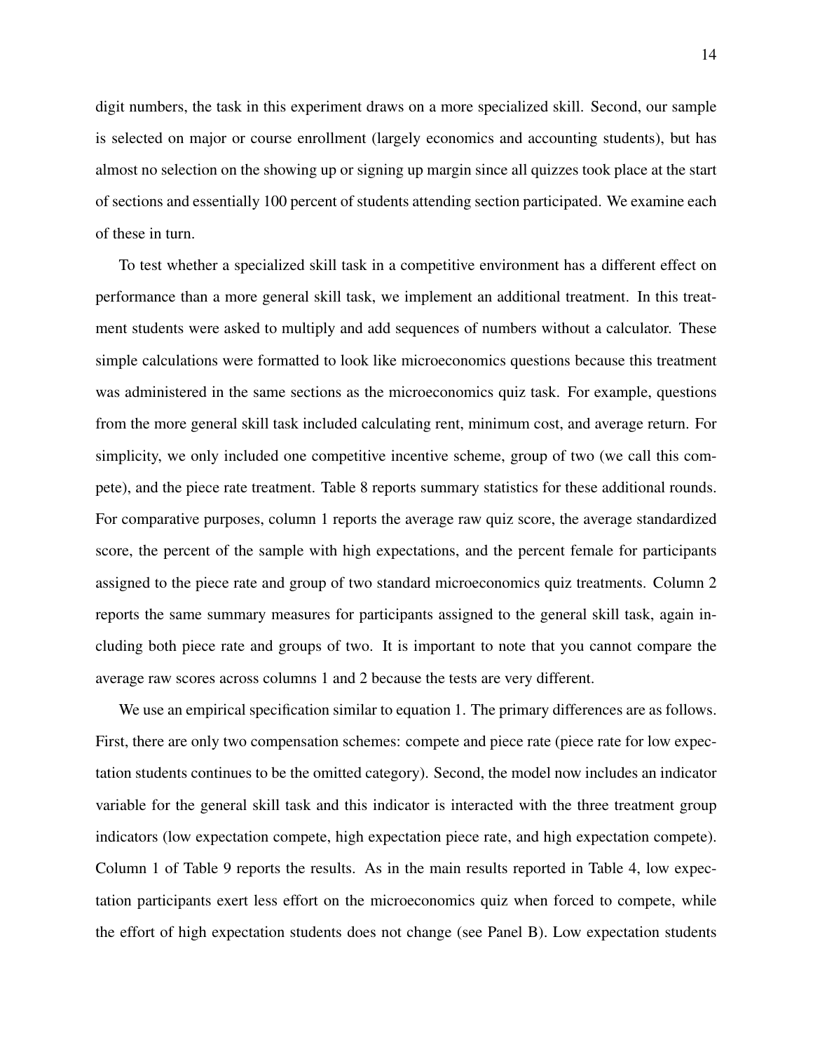digit numbers, the task in this experiment draws on a more specialized skill. Second, our sample is selected on major or course enrollment (largely economics and accounting students), but has almost no selection on the showing up or signing up margin since all quizzes took place at the start of sections and essentially 100 percent of students attending section participated. We examine each of these in turn.

To test whether a specialized skill task in a competitive environment has a different effect on performance than a more general skill task, we implement an additional treatment. In this treatment students were asked to multiply and add sequences of numbers without a calculator. These simple calculations were formatted to look like microeconomics questions because this treatment was administered in the same sections as the microeconomics quiz task. For example, questions from the more general skill task included calculating rent, minimum cost, and average return. For simplicity, we only included one competitive incentive scheme, group of two (we call this compete), and the piece rate treatment. Table 8 reports summary statistics for these additional rounds. For comparative purposes, column 1 reports the average raw quiz score, the average standardized score, the percent of the sample with high expectations, and the percent female for participants assigned to the piece rate and group of two standard microeconomics quiz treatments. Column 2 reports the same summary measures for participants assigned to the general skill task, again including both piece rate and groups of two. It is important to note that you cannot compare the average raw scores across columns 1 and 2 because the tests are very different.

We use an empirical specification similar to equation 1. The primary differences are as follows. First, there are only two compensation schemes: compete and piece rate (piece rate for low expectation students continues to be the omitted category). Second, the model now includes an indicator variable for the general skill task and this indicator is interacted with the three treatment group indicators (low expectation compete, high expectation piece rate, and high expectation compete). Column 1 of Table 9 reports the results. As in the main results reported in Table 4, low expectation participants exert less effort on the microeconomics quiz when forced to compete, while the effort of high expectation students does not change (see Panel B). Low expectation students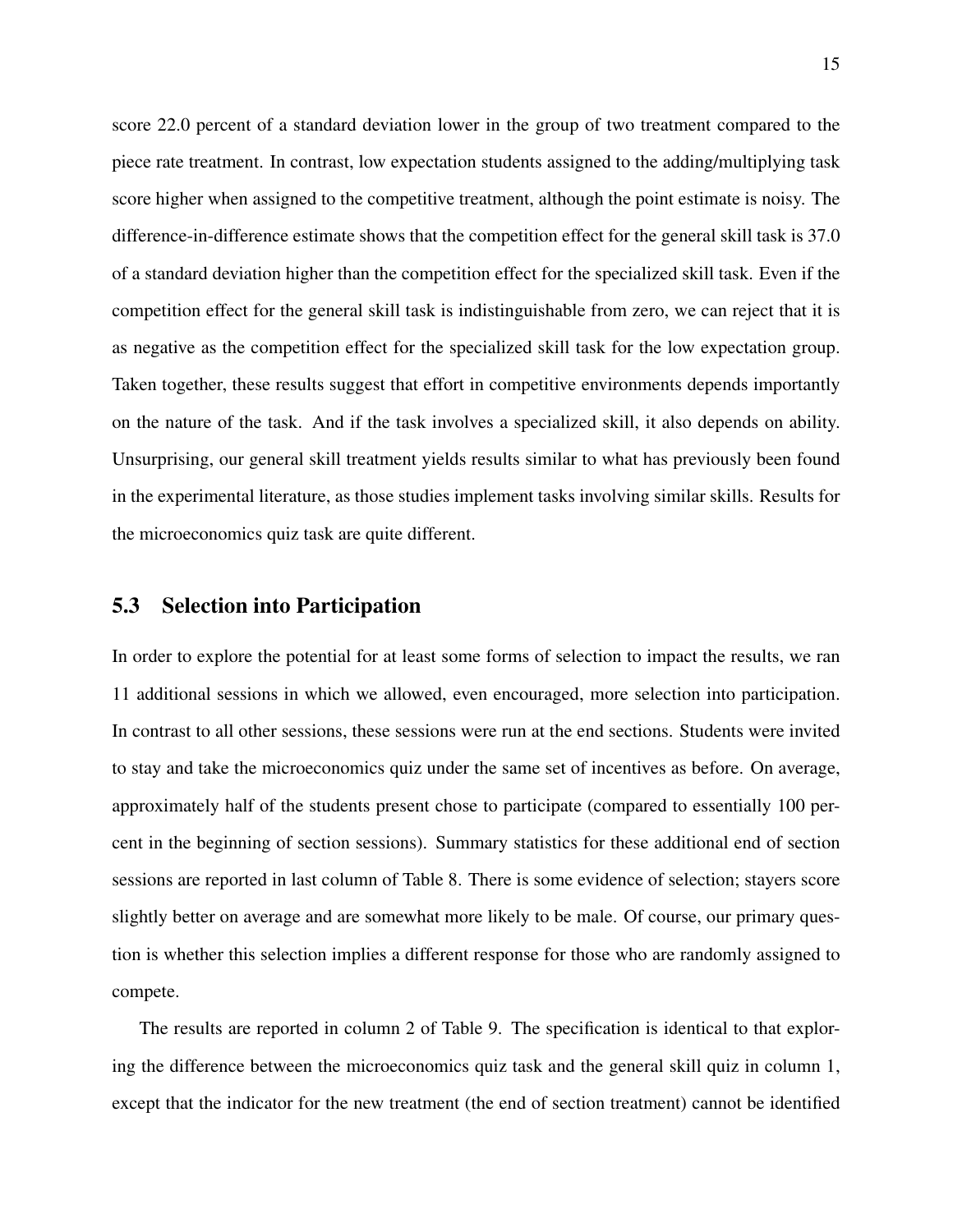score 22.0 percent of a standard deviation lower in the group of two treatment compared to the piece rate treatment. In contrast, low expectation students assigned to the adding/multiplying task score higher when assigned to the competitive treatment, although the point estimate is noisy. The difference-in-difference estimate shows that the competition effect for the general skill task is 37.0 of a standard deviation higher than the competition effect for the specialized skill task. Even if the competition effect for the general skill task is indistinguishable from zero, we can reject that it is as negative as the competition effect for the specialized skill task for the low expectation group. Taken together, these results suggest that effort in competitive environments depends importantly on the nature of the task. And if the task involves a specialized skill, it also depends on ability. Unsurprising, our general skill treatment yields results similar to what has previously been found in the experimental literature, as those studies implement tasks involving similar skills. Results for the microeconomics quiz task are quite different.

## 5.3 Selection into Participation

In order to explore the potential for at least some forms of selection to impact the results, we ran 11 additional sessions in which we allowed, even encouraged, more selection into participation. In contrast to all other sessions, these sessions were run at the end sections. Students were invited to stay and take the microeconomics quiz under the same set of incentives as before. On average, approximately half of the students present chose to participate (compared to essentially 100 percent in the beginning of section sessions). Summary statistics for these additional end of section sessions are reported in last column of Table 8. There is some evidence of selection; stayers score slightly better on average and are somewhat more likely to be male. Of course, our primary question is whether this selection implies a different response for those who are randomly assigned to compete.

The results are reported in column 2 of Table 9. The specification is identical to that exploring the difference between the microeconomics quiz task and the general skill quiz in column 1, except that the indicator for the new treatment (the end of section treatment) cannot be identified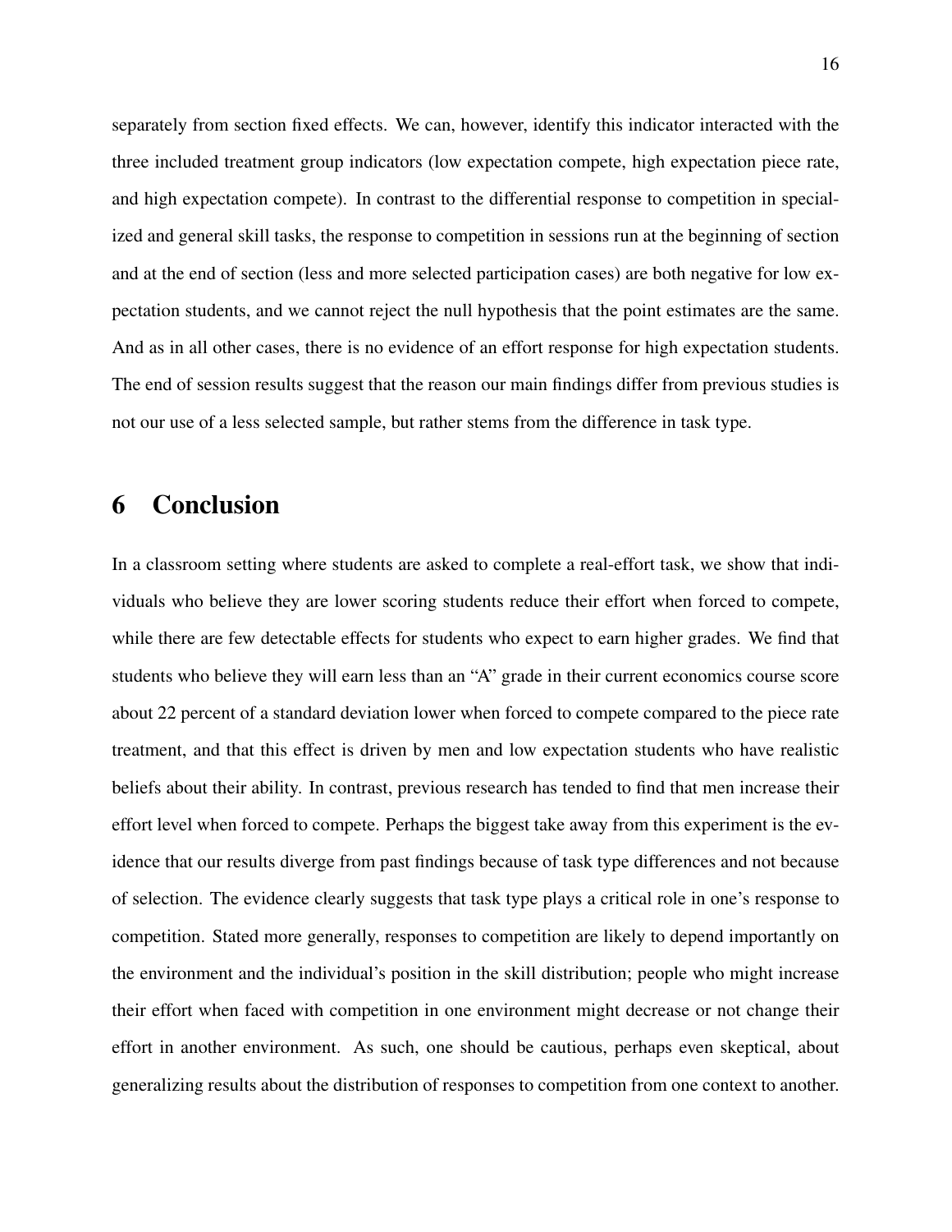separately from section fixed effects. We can, however, identify this indicator interacted with the three included treatment group indicators (low expectation compete, high expectation piece rate, and high expectation compete). In contrast to the differential response to competition in specialized and general skill tasks, the response to competition in sessions run at the beginning of section and at the end of section (less and more selected participation cases) are both negative for low expectation students, and we cannot reject the null hypothesis that the point estimates are the same. And as in all other cases, there is no evidence of an effort response for high expectation students. The end of session results suggest that the reason our main findings differ from previous studies is not our use of a less selected sample, but rather stems from the difference in task type.

# 6 Conclusion

In a classroom setting where students are asked to complete a real-effort task, we show that individuals who believe they are lower scoring students reduce their effort when forced to compete, while there are few detectable effects for students who expect to earn higher grades. We find that students who believe they will earn less than an "A" grade in their current economics course score about 22 percent of a standard deviation lower when forced to compete compared to the piece rate treatment, and that this effect is driven by men and low expectation students who have realistic beliefs about their ability. In contrast, previous research has tended to find that men increase their effort level when forced to compete. Perhaps the biggest take away from this experiment is the evidence that our results diverge from past findings because of task type differences and not because of selection. The evidence clearly suggests that task type plays a critical role in one's response to competition. Stated more generally, responses to competition are likely to depend importantly on the environment and the individual's position in the skill distribution; people who might increase their effort when faced with competition in one environment might decrease or not change their effort in another environment. As such, one should be cautious, perhaps even skeptical, about generalizing results about the distribution of responses to competition from one context to another.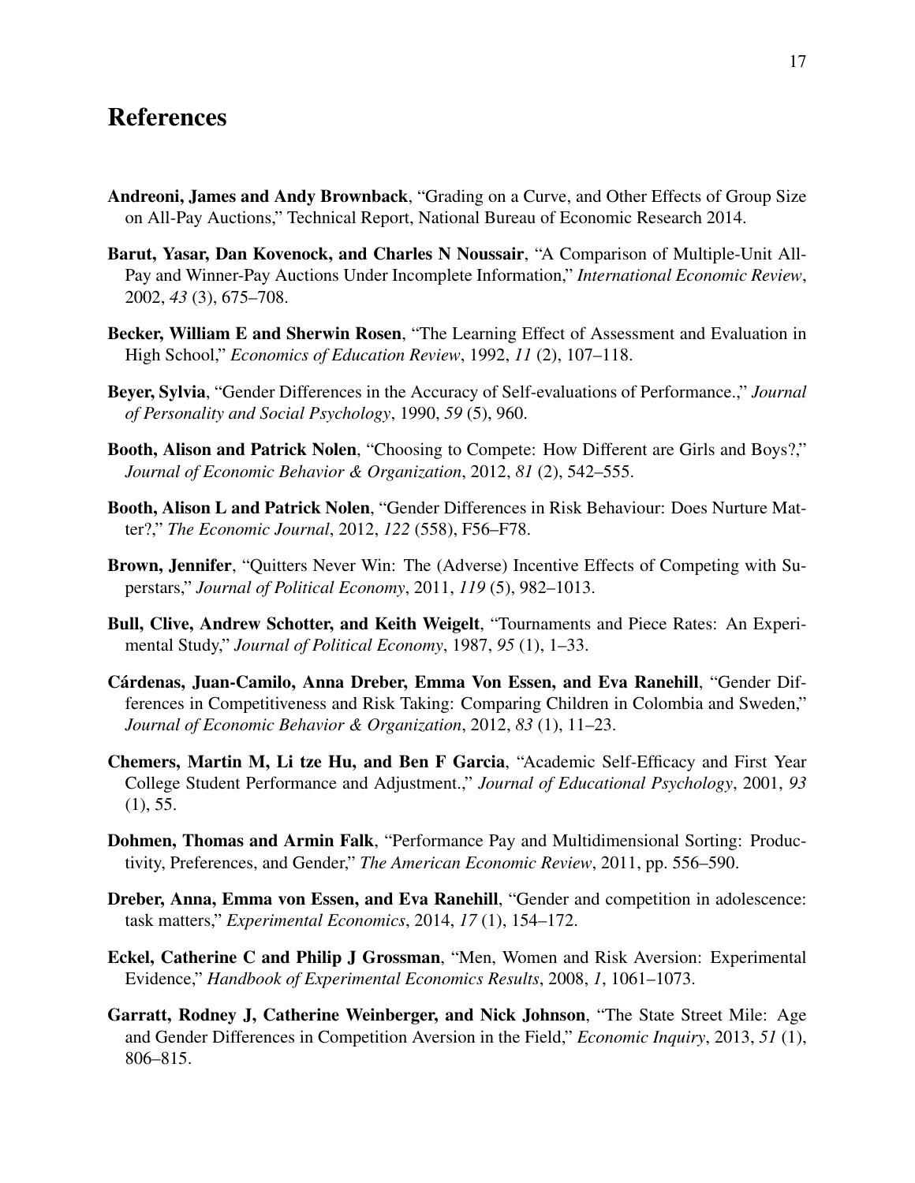# References

**Andreoni, James and Andy Brownback**, "Grading on a Curve, and Other Effects of Group Size on All-Pay Auctions," Technical Report, National Bureau of Economic Research 2014.

**Barut, Yasar, Dan Kovenock, and Charles N Noussair**, "A Comparison of Multiple-Unit All-Pay and Winner-Pay Auctions Under Incomplete Information," *International Economic Review*, 2002, *43* (3), 675–708.

**Becker, William E and Sherwin Rosen**, "The Learning Effect of Assessment and Evaluation in High School," *Economics of Education Review*, 1992, *11* (2), 107–118.

**Beyer, Sylvia**, "Gender Differences in the Accuracy of Self-evaluations of Performance.," *Journal of Personality and Social Psychology*, 1990, *59* (5), 960.

**Booth, Alison and Patrick Nolen**, "Choosing to Compete: How Different are Girls and Boys?," *Journal of Economic Behavior & Organization*, 2012, *81* (2), 542–555.

**Booth, Alison L and Patrick Nolen**, "Gender Differences in Risk Behaviour: Does Nurture Matter?," *The Economic Journal*, 2012, *122* (558), F56–F78.

**Brown, Jennifer**, "Quitters Never Win: The (Adverse) Incentive Effects of Competing with Superstars," *Journal of Political Economy*, 2011, *119* (5), 982–1013.

**Bull, Clive, Andrew Schotter, and Keith Weigelt**, "Tournaments and Piece Rates: An Experimental Study," *Journal of Political Economy*, 1987, *95* (1), 1–33.

**Cárdenas, Juan-Camilo, Anna Dreber, Emma Von Essen, and Eva Ranehill**, "Gender Differences in Competitiveness and Risk Taking: Comparing Children in Colombia and Sweden," *Journal of Economic Behavior & Organization*, 2012, *83* (1), 11–23.

**Chemers, Martin M, Li tze Hu, and Ben F Garcia**, "Academic Self-Efficacy and First Year College Student Performance and Adjustment.," *Journal of Educational Psychology*, 2001, *93* (1), 55.

**Dohmen, Thomas and Armin Falk**, "Performance Pay and Multidimensional Sorting: Productivity, Preferences, and Gender," *The American Economic Review*, 2011, pp. 556–590.

**Dreber, Anna, Emma von Essen, and Eva Ranehill**, "Gender and competition in adolescence: task matters," *Experimental Economics*, 2014, *17* (1), 154–172.

**Eckel, Catherine C and Philip J Grossman**, "Men, Women and Risk Aversion: Experimental Evidence," *Handbook of Experimental Economics Results*, 2008, *1*, 1061–1073.

**Garratt, Rodney J, Catherine Weinberger, and Nick Johnson**, "The State Street Mile: Age and Gender Differences in Competition Aversion in the Field," *Economic Inquiry*, 2013, *51* (1), 806–815.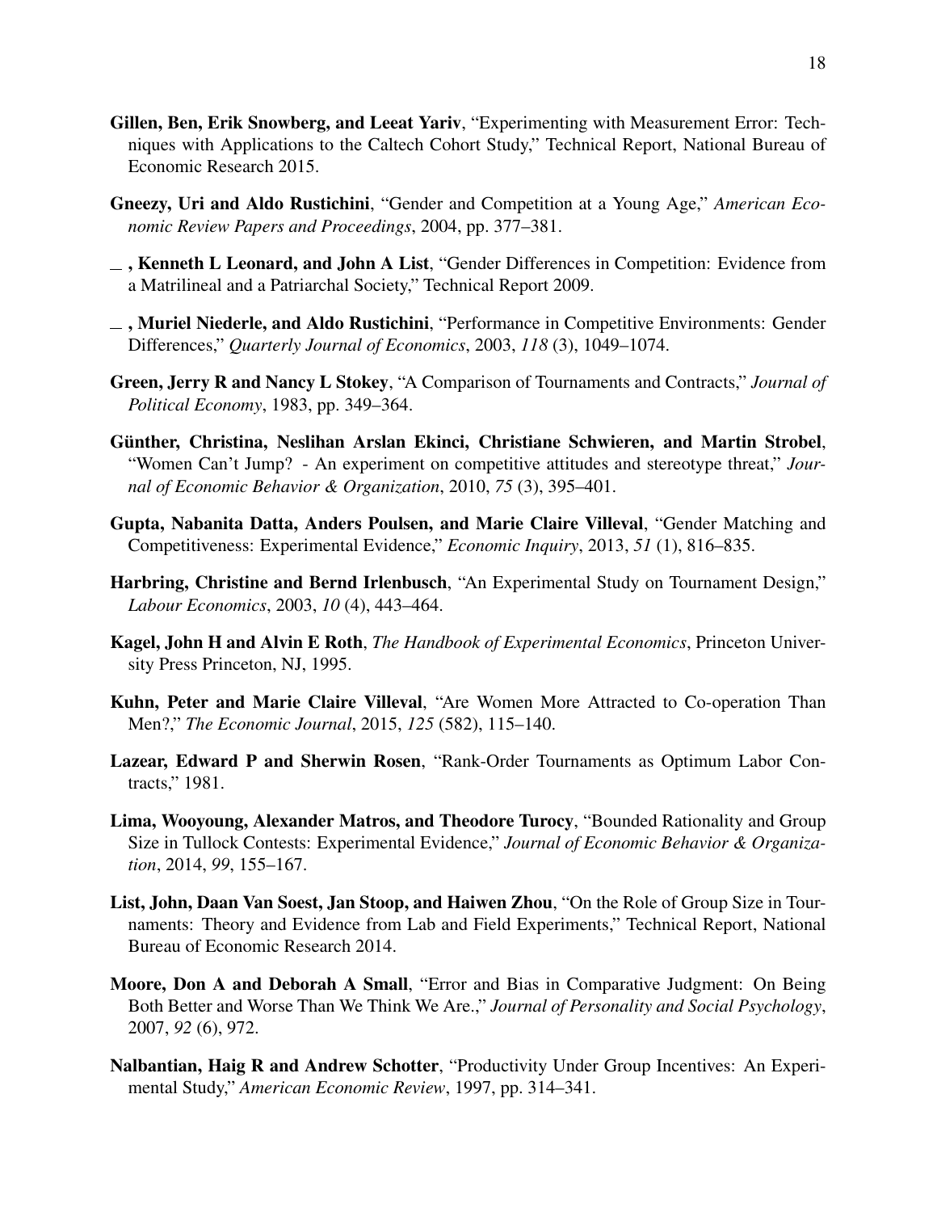**Gillen, Ben, Erik Snowberg, and Leeat Yariv**, "Experimenting with Measurement Error: Techniques with Applications to the Caltech Cohort Study," Technical Report, National Bureau of Economic Research 2015.

**Gneezy, Uri and Aldo Rustichini**, "Gender and Competition at a Young Age," *American Economic Review Papers and Proceedings*, 2004, pp. 377–381.

**\_ , Kenneth L Leonard, and John A List**, "Gender Differences in Competition: Evidence from a Matrilineal and a Patriarchal Society," Technical Report 2009.

**\_ , Muriel Niederle, and Aldo Rustichini**, "Performance in Competitive Environments: Gender Differences," *Quarterly Journal of Economics*, 2003, *118* (3), 1049–1074.

**Green, Jerry R and Nancy L Stokey**, "A Comparison of Tournaments and Contracts," *Journal of Political Economy*, 1983, pp. 349–364.

**Günther, Christina, Neslihan Arslan Ekinci, Christiane Schwieren, and Martin Strobel**, "Women Can't Jump? - An experiment on competitive attitudes and stereotype threat," *Journal of Economic Behavior & Organization*, 2010, *75* (3), 395–401.

**Gupta, Nabanita Datta, Anders Poulsen, and Marie Claire Villeval**, "Gender Matching and Competitiveness: Experimental Evidence," *Economic Inquiry*, 2013, *51* (1), 816–835.

**Harbring, Christine and Bernd Irlenbusch**, "An Experimental Study on Tournament Design," *Labour Economics*, 2003, *10* (4), 443–464.

**Kagel, John H and Alvin E Roth**, *The Handbook of Experimental Economics*, Princeton University Press Princeton, NJ, 1995.

**Kuhn, Peter and Marie Claire Villeval**, "Are Women More Attracted to Co-operation Than Men?," *The Economic Journal*, 2015, *125* (582), 115–140.

**Lazear, Edward P and Sherwin Rosen**, "Rank-Order Tournaments as Optimum Labor Contracts," 1981.

**Lima, Wooyoung, Alexander Matros, and Theodore Turocy**, "Bounded Rationality and Group Size in Tullock Contests: Experimental Evidence," *Journal of Economic Behavior & Organization*, 2014, *99*, 155–167.

**List, John, Daan Van Soest, Jan Stoop, and Haiwen Zhou**, "On the Role of Group Size in Tournaments: Theory and Evidence from Lab and Field Experiments," Technical Report, National Bureau of Economic Research 2014.

**Moore, Don A and Deborah A Small**, "Error and Bias in Comparative Judgment: On Being Both Better and Worse Than We Think We Are.," *Journal of Personality and Social Psychology*, 2007, *92* (6), 972.

**Nalbantian, Haig R and Andrew Schotter**, "Productivity Under Group Incentives: An Experimental Study," *American Economic Review*, 1997, pp. 314–341.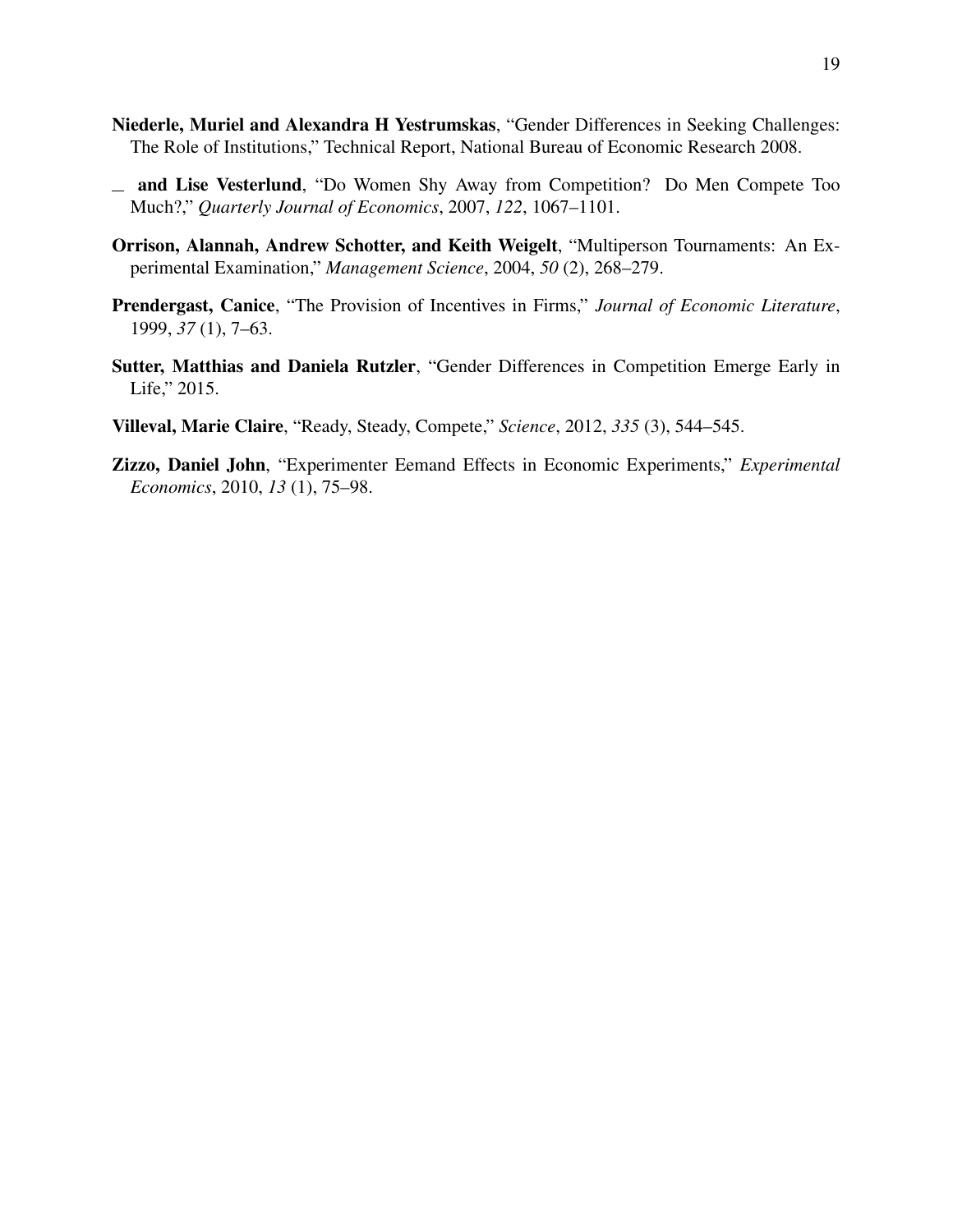**Niederle, Muriel and Alexandra H Yestrumskas**, "Gender Differences in Seeking Challenges: The Role of Institutions," Technical Report, National Bureau of Economic Research 2008.

_ **and Lise Vesterlund**, "Do Women Shy Away from Competition? Do Men Compete Too Much?," *Quarterly Journal of Economics*, 2007, *122*, 1067–1101.

**Orrison, Alannah, Andrew Schotter, and Keith Weigelt**, "Multiperson Tournaments: An Experimental Examination," *Management Science*, 2004, *50* (2), 268–279.

**Prendergast, Canice**, "The Provision of Incentives in Firms," *Journal of Economic Literature*, 1999, *37* (1), 7–63.

**Sutter, Matthias and Daniela Rutzler**, "Gender Differences in Competition Emerge Early in Life," 2015.

**Villeval, Marie Claire**, "Ready, Steady, Compete," *Science*, 2012, *335* (3), 544–545.

**Zizzo, Daniel John**, "Experimenter Eemand Effects in Economic Experiments," *Experimental Economics*, 2010, *13* (1), 75–98.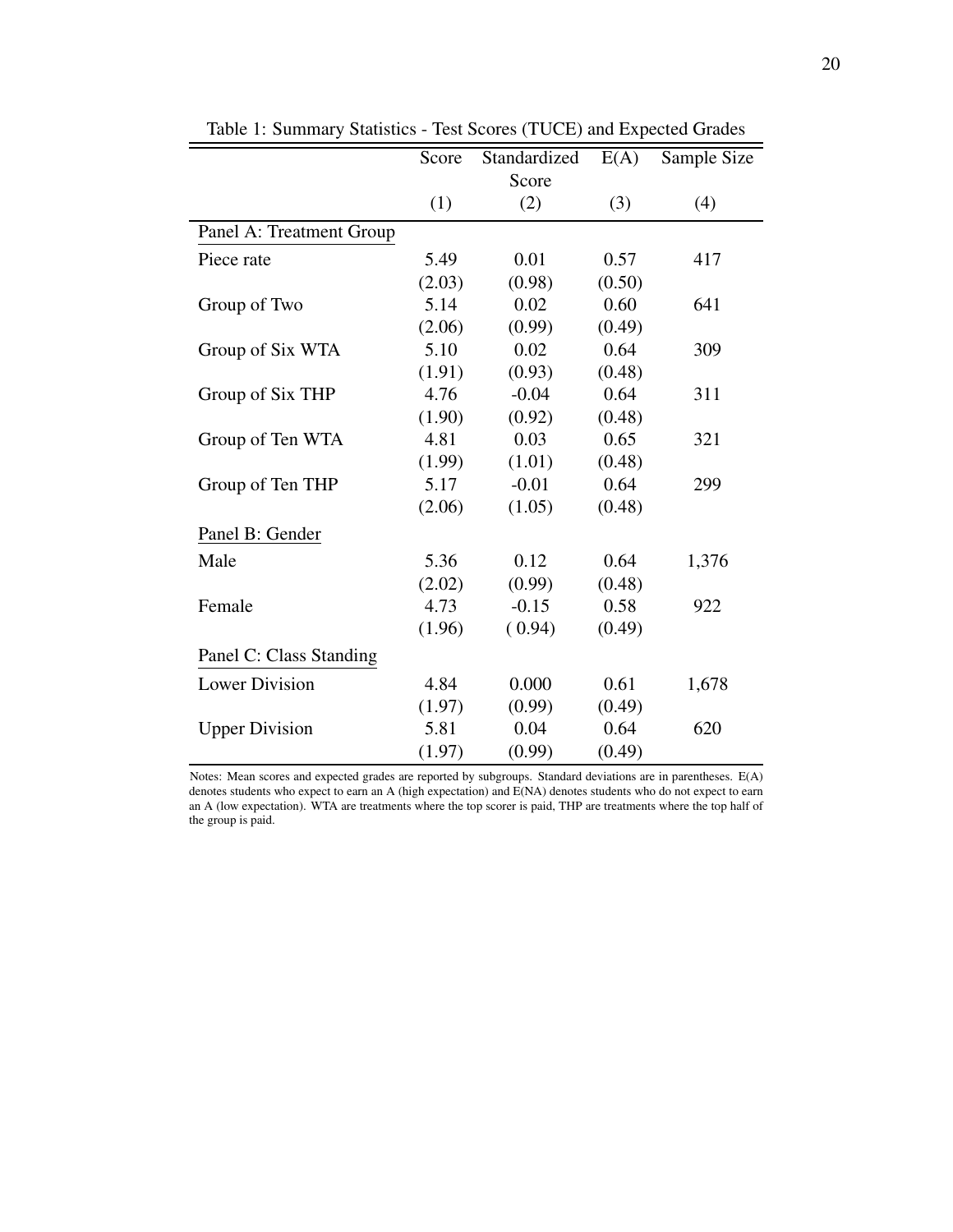Table 1: Summary Statistics - Test Scores (TUCE) and Expected Grades

| | Score | Standardized Score | E(A) | Sample Size |
|---|---|---|---|---|
| | (1) | (2) | (3) | (4) |
| Panel A: Treatment Group | | | | |
| Piece rate | 5.49 | 0.01 | 0.57 | 417 |
| | (2.03) | (0.98) | (0.50) | |
| Group of Two | 5.14 | 0.02 | 0.60 | 641 |
| | (2.06) | (0.99) | (0.49) | |
| Group of Six WTA | 5.10 | 0.02 | 0.64 | 309 |
| | (1.91) | (0.93) | (0.48) | |
| Group of Six THP | 4.76 | -0.04 | 0.64 | 311 |
| | (1.90) | (0.92) | (0.48) | |
| Group of Ten WTA | 4.81 | 0.03 | 0.65 | 321 |
| | (1.99) | (1.01) | (0.48) | |
| Group of Ten THP | 5.17 | -0.01 | 0.64 | 299 |
| | (2.06) | (1.05) | (0.48) | |
| Panel B: Gender | | | | |
| Male | 5.36 | 0.12 | 0.64 | 1,376 |
| | (2.02) | (0.99) | (0.48) | |
| Female | 4.73 | -0.15 | 0.58 | 922 |
| | (1.96) | ( 0.94) | (0.49) | |
| Panel C: Class Standing | | | | |
| Lower Division | 4.84 | 0.000 | 0.61 | 1,678 |
| | (1.97) | (0.99) | (0.49) | |
| Upper Division | 5.81 | 0.04 | 0.64 | 620 |
| | (1.97) | (0.99) | (0.49) | |

Notes: Mean scores and expected grades are reported by subgroups. Standard deviations are in parentheses. E(A) denotes students who expect to earn an A (high expectation) and E(NA) denotes students who do not expect to earn an A (low expectation). WTA are treatments where the top scorer is paid, THP are treatments where the top half of the group is paid.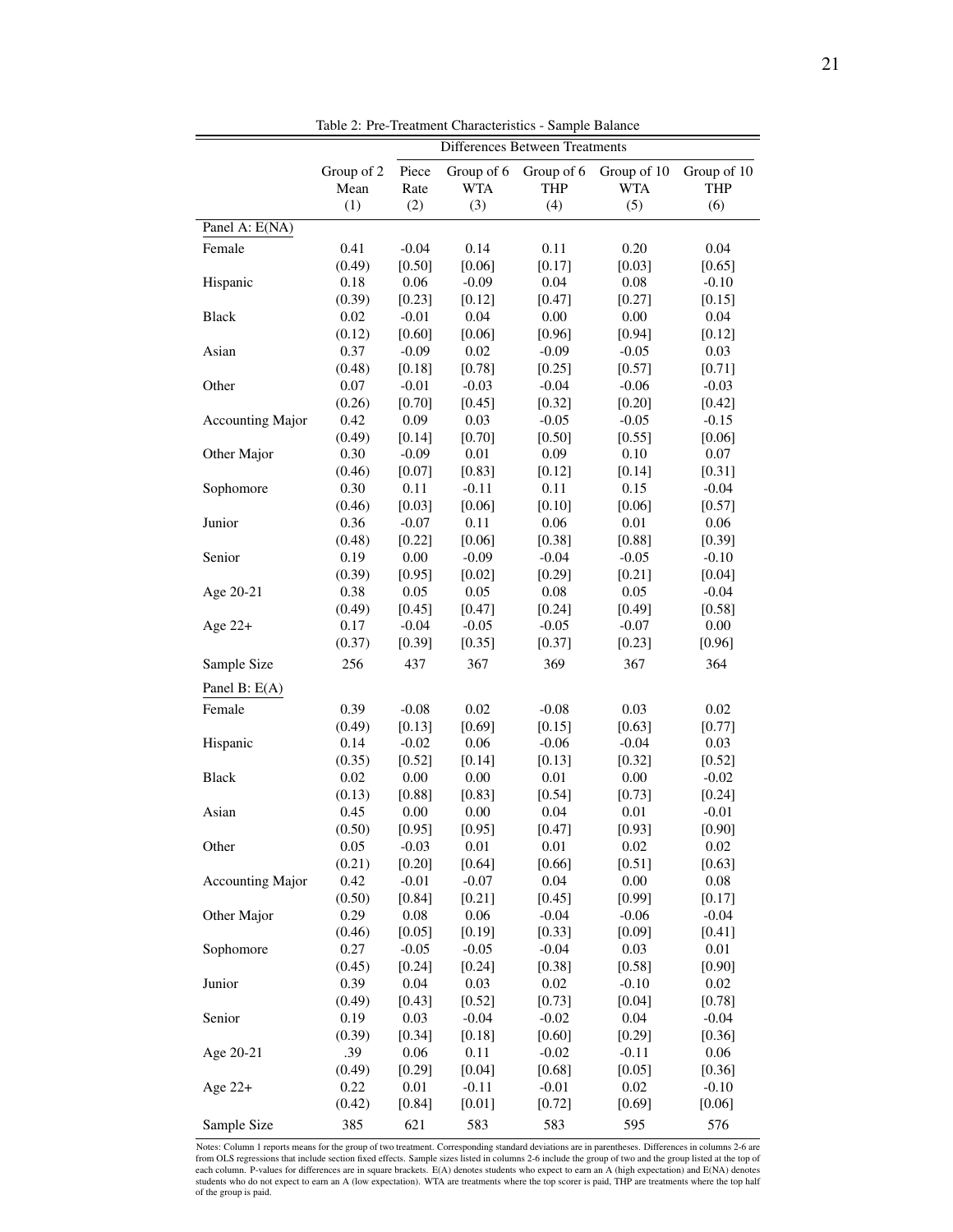Table 2: Pre-Treatment Characteristics - Sample Balance

| | Group of 2 Mean (1) | Differences Between Treatments | | | | |
|---|---|---|---|---|---|---|
| | | Piece Rate (2) | Group of 6 WTA (3) | Group of 6 THP (4) | Group of 10 WTA (5) | Group of 10 THP (6) |
| **Panel A: E(NA)** | | | | | | |
| Female | 0.41 | -0.04 | 0.14 | 0.11 | 0.20 | 0.04 |
| | (0.49) | [0.50] | [0.06] | [0.17] | [0.03] | [0.65] |
| Hispanic | 0.18 | 0.06 | -0.09 | 0.04 | 0.08 | -0.10 |
| | (0.39) | [0.23] | [0.12] | [0.47] | [0.27] | [0.15] |
| Black | 0.02 | -0.01 | 0.04 | 0.00 | 0.00 | 0.04 |
| | (0.12) | [0.60] | [0.06] | [0.96] | [0.94] | [0.12] |
| Asian | 0.37 | -0.09 | 0.02 | -0.09 | -0.05 | 0.03 |
| | (0.48) | [0.18] | [0.78] | [0.25] | [0.57] | [0.71] |
| Other | 0.07 | -0.01 | -0.03 | -0.04 | -0.06 | -0.03 |
| | (0.26) | [0.70] | [0.45] | [0.32] | [0.20] | [0.42] |
| Accounting Major | 0.42 | 0.09 | 0.03 | -0.05 | -0.05 | -0.15 |
| | (0.49) | [0.14] | [0.70] | [0.50] | [0.55] | [0.06] |
| Other Major | 0.30 | -0.09 | 0.01 | 0.09 | 0.10 | 0.07 |
| | (0.46) | [0.07] | [0.83] | [0.12] | [0.14] | [0.31] |
| Sophomore | 0.30 | 0.11 | -0.11 | 0.11 | 0.15 | -0.04 |
| | (0.46) | [0.03] | [0.06] | [0.10] | [0.06] | [0.57] |
| Junior | 0.36 | -0.07 | 0.11 | 0.06 | 0.01 | 0.06 |
| | (0.48) | [0.22] | [0.06] | [0.38] | [0.88] | [0.39] |
| Senior | 0.19 | 0.00 | -0.09 | -0.04 | -0.05 | -0.10 |
| | (0.39) | [0.95] | [0.02] | [0.29] | [0.21] | [0.04] |
| Age 20-21 | 0.38 | 0.05 | 0.05 | 0.08 | 0.05 | -0.04 |
| | (0.49) | [0.45] | [0.47] | [0.24] | [0.49] | [0.58] |
| Age 22+ | 0.17 | -0.04 | -0.05 | -0.05 | -0.07 | 0.00 |
| | (0.37) | [0.39] | [0.35] | [0.37] | [0.23] | [0.96] |
| Sample Size | 256 | 437 | 367 | 369 | 367 | 364 |
| **Panel B: E(A)** | | | | | | |
| Female | 0.39 | -0.08 | 0.02 | -0.08 | 0.03 | 0.02 |
| | (0.49) | [0.13] | [0.69] | [0.15] | [0.63] | [0.77] |
| Hispanic | 0.14 | -0.02 | 0.06 | -0.06 | -0.04 | 0.03 |
| | (0.35) | [0.52] | [0.14] | [0.13] | [0.32] | [0.52] |
| Black | 0.02 | 0.00 | 0.00 | 0.01 | 0.00 | -0.02 |
| | (0.13) | [0.88] | [0.83] | [0.54] | [0.73] | [0.24] |
| Asian | 0.45 | 0.00 | 0.00 | 0.04 | 0.01 | -0.01 |
| | (0.50) | [0.95] | [0.95] | [0.47] | [0.93] | [0.90] |
| Other | 0.05 | -0.03 | 0.01 | 0.01 | 0.02 | 0.02 |
| | (0.21) | [0.20] | [0.64] | [0.66] | [0.51] | [0.63] |
| Accounting Major | 0.42 | -0.01 | -0.07 | 0.04 | 0.00 | 0.08 |
| | (0.50) | [0.84] | [0.21] | [0.45] | [0.99] | [0.17] |
| Other Major | 0.29 | 0.08 | 0.06 | -0.04 | -0.06 | -0.04 |
| | (0.46) | [0.05] | [0.19] | [0.33] | [0.09] | [0.41] |
| Sophomore | 0.27 | -0.05 | -0.05 | -0.04 | 0.03 | 0.01 |
| | (0.45) | [0.24] | [0.24] | [0.38] | [0.58] | [0.90] |
| Junior | 0.39 | 0.04 | 0.03 | 0.02 | -0.10 | 0.02 |
| | (0.49) | [0.43] | [0.52] | [0.73] | [0.04] | [0.78] |
| Senior | 0.19 | 0.03 | -0.04 | -0.02 | 0.04 | -0.04 |
| | (0.39) | [0.34] | [0.18] | [0.60] | [0.29] | [0.36] |
| Age 20-21 | .39 | 0.06 | 0.11 | -0.02 | -0.11 | 0.06 |
| | (0.49) | [0.29] | [0.04] | [0.68] | [0.05] | [0.36] |
| Age 22+ | 0.22 | 0.01 | -0.11 | -0.01 | 0.02 | -0.10 |
| | (0.42) | [0.84] | [0.01] | [0.72] | [0.69] | [0.06] |
| Sample Size | 385 | 621 | 583 | 583 | 595 | 576 |

Notes: Column 1 reports means for the group of two treatment. Corresponding standard deviations are in parentheses. Differences in columns 2-6 are from OLS regressions that include section fixed effects. Sample sizes listed in columns 2-6 include the group of two and the group listed at the top of each column. P-values for differences are in square brackets. E(A) denotes students who expect to earn an A (high expectation) and E(NA) denotes students who do not expect to earn an A (low expectation). WTA are treatments where the top scorer is paid, THP are treatments where the top half of the group is paid.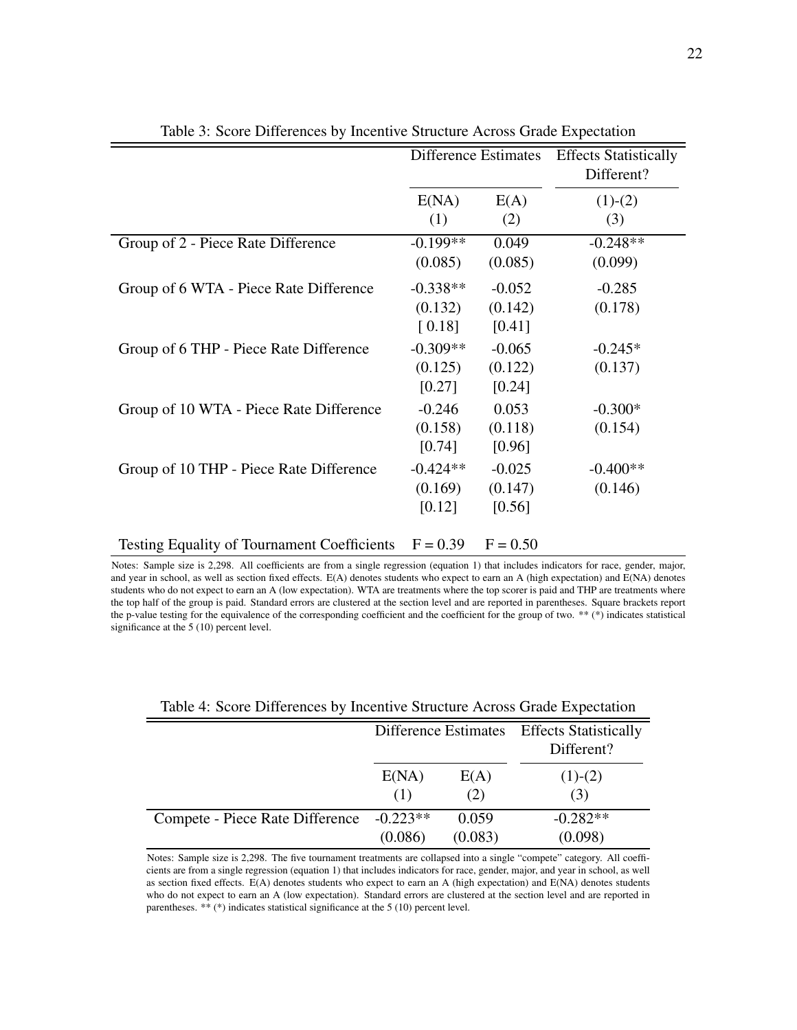Table 3: Score Differences by Incentive Structure Across Grade Expectation

| | Difference Estimates | | Effects Statistically Different? |
|---|---|---|---|
| | E(NA) | E(A) | (1)-(2) |
| | (1) | (2) | (3) |
| Group of 2 - Piece Rate Difference | -0.199** | 0.049 | -0.248** |
| | (0.085) | (0.085) | (0.099) |
| Group of 6 WTA - Piece Rate Difference | -0.338** | -0.052 | -0.285 |
| | (0.132) | (0.142) | (0.178) |
| | [ 0.18] | [0.41] | |
| Group of 6 THP - Piece Rate Difference | -0.309** | -0.065 | -0.245* |
| | (0.125) | (0.122) | (0.137) |
| | [0.27] | [0.24] | |
| Group of 10 WTA - Piece Rate Difference | -0.246 | 0.053 | -0.300* |
| | (0.158) | (0.118) | (0.154) |
| | [0.74] | [0.96] | |
| Group of 10 THP - Piece Rate Difference | -0.424** | -0.025 | -0.400** |
| | (0.169) | (0.147) | (0.146) |
| | [0.12] | [0.56] | |
| Testing Equality of Tournament Coefficients | F = 0.39 | F = 0.50 | |

Notes: Sample size is 2,298. All coefficients are from a single regression (equation 1) that includes indicators for race, gender, major, and year in school, as well as section fixed effects. E(A) denotes students who expect to earn an A (high expectation) and E(NA) denotes students who do not expect to earn an A (low expectation). WTA are treatments where the top scorer is paid and THP are treatments where the top half of the group is paid. Standard errors are clustered at the section level and are reported in parentheses. Square brackets report the p-value testing for the equivalence of the corresponding coefficient and the coefficient for the group of two. ** (*) indicates statistical significance at the 5 (10) percent level.

Table 4: Score Differences by Incentive Structure Across Grade Expectation

| | Difference Estimates | | Effects Statistically Different? |
|---|---|---|---|
| | E(NA) | E(A) | (1)-(2) |
| | (1) | (2) | (3) |
| Compete - Piece Rate Difference | -0.223** | 0.059 | -0.282** |
| | (0.086) | (0.083) | (0.098) |

Notes: Sample size is 2,298. The five tournament treatments are collapsed into a single "compete" category. All coefficients are from a single regression (equation 1) that includes indicators for race, gender, major, and year in school, as well as section fixed effects. E(A) denotes students who expect to earn an A (high expectation) and E(NA) denotes students who do not expect to earn an A (low expectation). Standard errors are clustered at the section level and are reported in parentheses. ** (*) indicates statistical significance at the 5 (10) percent level.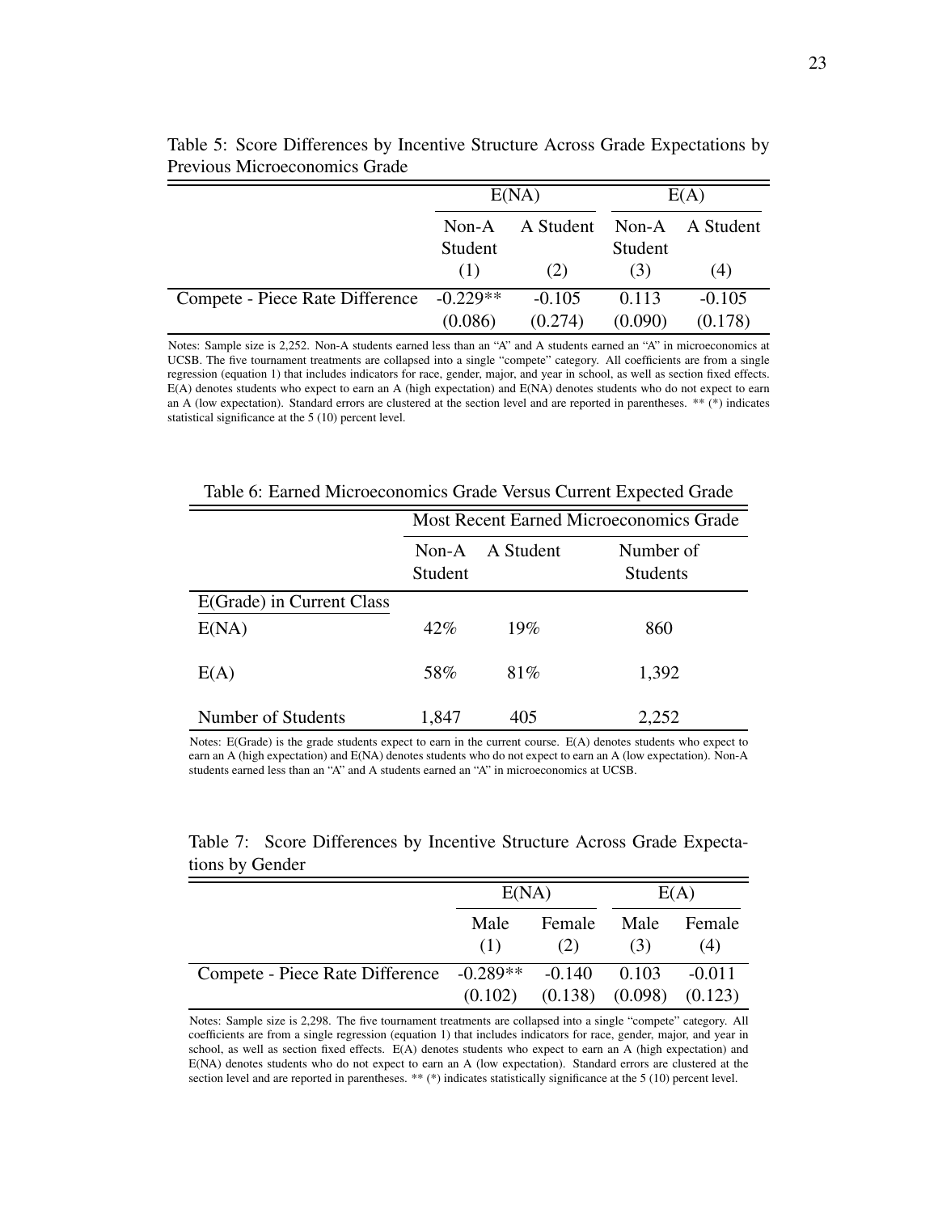Table 5: Score Differences by Incentive Structure Across Grade Expectations by Previous Microeconomics Grade

| | E(NA) | | E(A) | |
|---|---|---|---|---|
| | Non-A Student | A Student | Non-A Student | A Student |
| | (1) | (2) | (3) | (4) |
| Compete - Piece Rate Difference | -0.229** | -0.105 | 0.113 | -0.105 |
| | (0.086) | (0.274) | (0.090) | (0.178) |

Notes: Sample size is 2,252. Non-A students earned less than an "A" and A students earned an "A" in microeconomics at UCSB. The five tournament treatments are collapsed into a single "compete" category. All coefficients are from a single regression (equation 1) that includes indicators for race, gender, major, and year in school, as well as section fixed effects. E(A) denotes students who expect to earn an A (high expectation) and E(NA) denotes students who do not expect to earn an A (low expectation). Standard errors are clustered at the section level and are reported in parentheses. ** (*) indicates statistical significance at the 5 (10) percent level.

Table 6: Earned Microeconomics Grade Versus Current Expected Grade

| | Most Recent Earned Microeconomics Grade | | |
|---|---|---|---|
| | Non-A Student | A Student | Number of Students |
| E(Grade) in Current Class | | | |
| E(NA) | 42% | 19% | 860 |
| E(A) | 58% | 81% | 1,392 |
| Number of Students | 1,847 | 405 | 2,252 |

Notes: E(Grade) is the grade students expect to earn in the current course. E(A) denotes students who expect to earn an A (high expectation) and E(NA) denotes students who do not expect to earn an A (low expectation). Non-A students earned less than an "A" and A students earned an "A" in microeconomics at UCSB.

Table 7: Score Differences by Incentive Structure Across Grade Expectations by Gender

| | E(NA) | | E(A) | |
|---|---|---|---|---|
| | Male | Female | Male | Female |
| | (1) | (2) | (3) | (4) |
| Compete - Piece Rate Difference | -0.289** | -0.140 | 0.103 | -0.011 |
| | (0.102) | (0.138) | (0.098) | (0.123) |

Notes: Sample size is 2,298. The five tournament treatments are collapsed into a single "compete" category. All coefficients are from a single regression (equation 1) that includes indicators for race, gender, major, and year in school, as well as section fixed effects. E(A) denotes students who expect to earn an A (high expectation) and E(NA) denotes students who do not expect to earn an A (low expectation). Standard errors are clustered at the section level and are reported in parentheses. ** (*) indicates statistically significance at the 5 (10) percent level.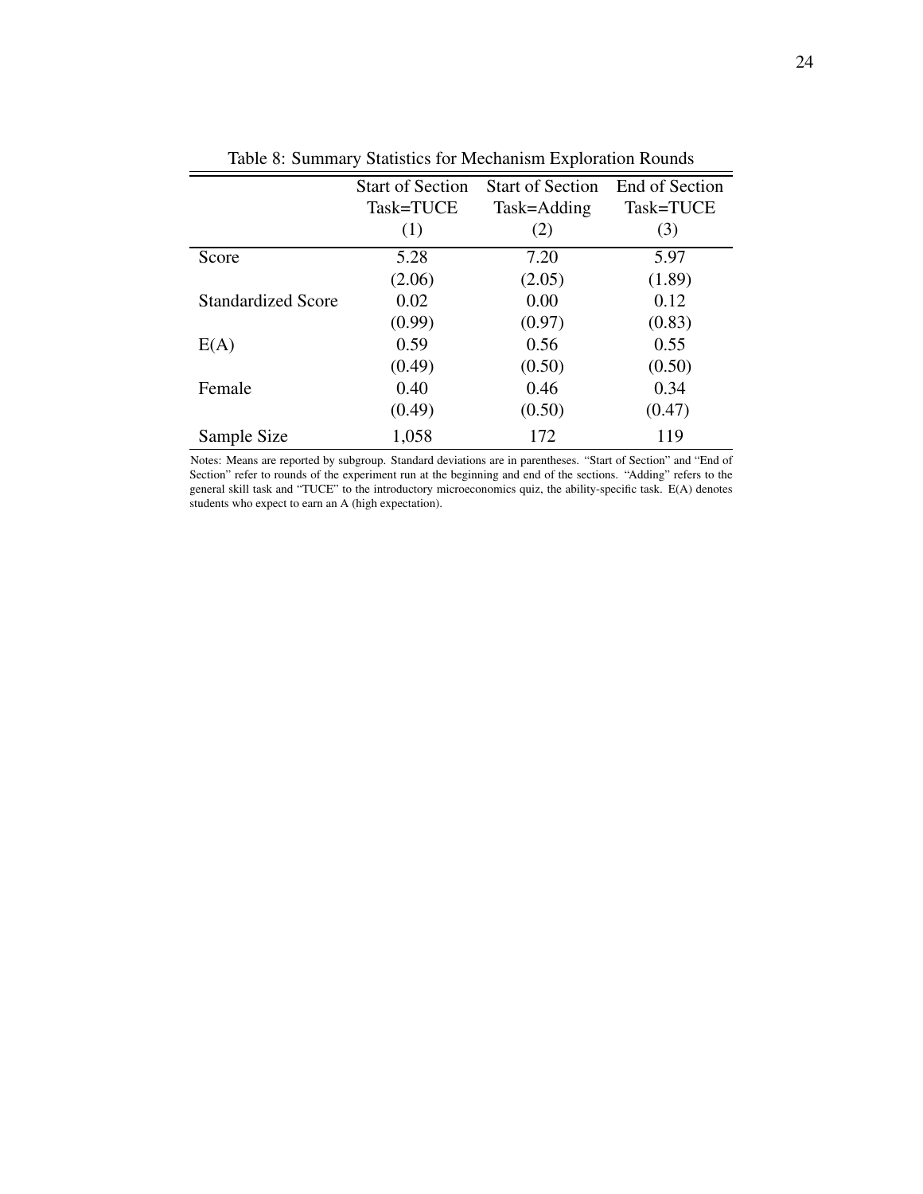Table 8: Summary Statistics for Mechanism Exploration Rounds

| | Start of Section Task=TUCE (1) | Start of Section Task=Adding (2) | End of Section Task=TUCE (3) |
|---|---|---|---|
| Score | 5.28 | 7.20 | 5.97 |
| | (2.06) | (2.05) | (1.89) |
| Standardized Score | 0.02 | 0.00 | 0.12 |
| | (0.99) | (0.97) | (0.83) |
| E(A) | 0.59 | 0.56 | 0.55 |
| | (0.49) | (0.50) | (0.50) |
| Female | 0.40 | 0.46 | 0.34 |
| | (0.49) | (0.50) | (0.47) |
| Sample Size | 1,058 | 172 | 119 |

Notes: Means are reported by subgroup. Standard deviations are in parentheses. "Start of Section" and "End of Section" refer to rounds of the experiment run at the beginning and end of the sections. "Adding" refers to the general skill task and "TUCE" to the introductory microeconomics quiz, the ability-specific task. E(A) denotes students who expect to earn an A (high expectation).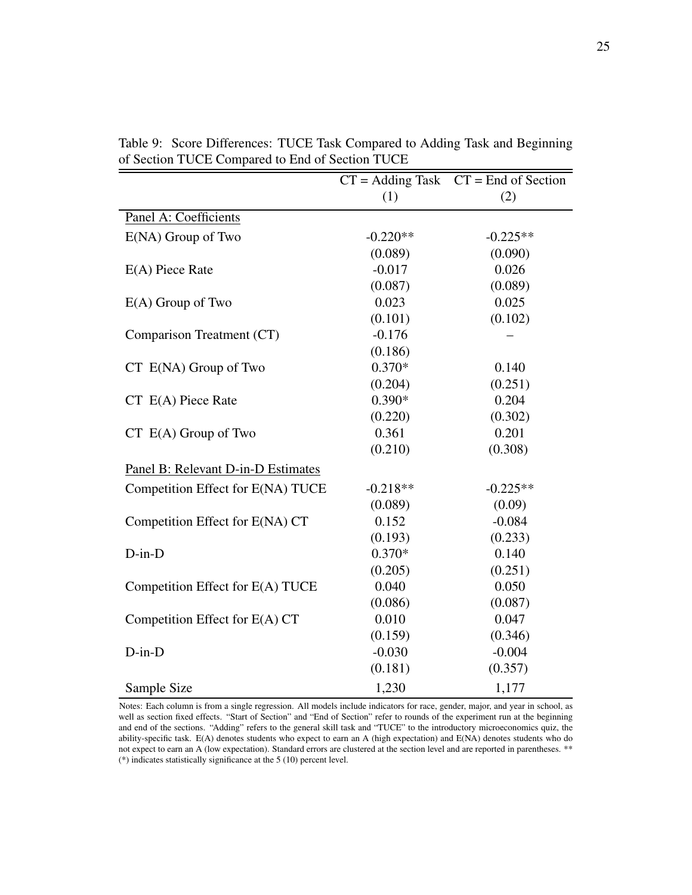Table 9: Score Differences: TUCE Task Compared to Adding Task and Beginning of Section TUCE Compared to End of Section TUCE

| | CT = Adding Task | CT = End of Section |
|---|---|---|
| | (1) | (2) |
| Panel A: Coefficients | | |
| E(NA) Group of Two | -0.220** | -0.225** |
| | (0.089) | (0.090) |
| E(A) Piece Rate | -0.017 | 0.026 |
| | (0.087) | (0.089) |
| E(A) Group of Two | 0.023 | 0.025 |
| | (0.101) | (0.102) |
| Comparison Treatment (CT) | -0.176 | – |
| | (0.186) | |
| CT E(NA) Group of Two | 0.370* | 0.140 |
| | (0.204) | (0.251) |
| CT E(A) Piece Rate | 0.390* | 0.204 |
| | (0.220) | (0.302) |
| CT E(A) Group of Two | 0.361 | 0.201 |
| | (0.210) | (0.308) |
| Panel B: Relevant D-in-D Estimates | | |
| Competition Effect for E(NA) TUCE | -0.218** | -0.225** |
| | (0.089) | (0.09) |
| Competition Effect for E(NA) CT | 0.152 | -0.084 |
| | (0.193) | (0.233) |
| D-in-D | 0.370* | 0.140 |
| | (0.205) | (0.251) |
| Competition Effect for E(A) TUCE | 0.040 | 0.050 |
| | (0.086) | (0.087) |
| Competition Effect for E(A) CT | 0.010 | 0.047 |
| | (0.159) | (0.346) |
| D-in-D | -0.030 | -0.004 |
| | (0.181) | (0.357) |
| Sample Size | 1,230 | 1,177 |

Notes: Each column is from a single regression. All models include indicators for race, gender, major, and year in school, as well as section fixed effects. "Start of Section" and "End of Section" refer to rounds of the experiment run at the beginning and end of the sections. "Adding" refers to the general skill task and "TUCE" to the introductory microeconomics quiz, the ability-specific task. E(A) denotes students who expect to earn an A (high expectation) and E(NA) denotes students who do not expect to earn an A (low expectation). Standard errors are clustered at the section level and are reported in parentheses. ** (*) indicates statistically significance at the 5 (10) percent level.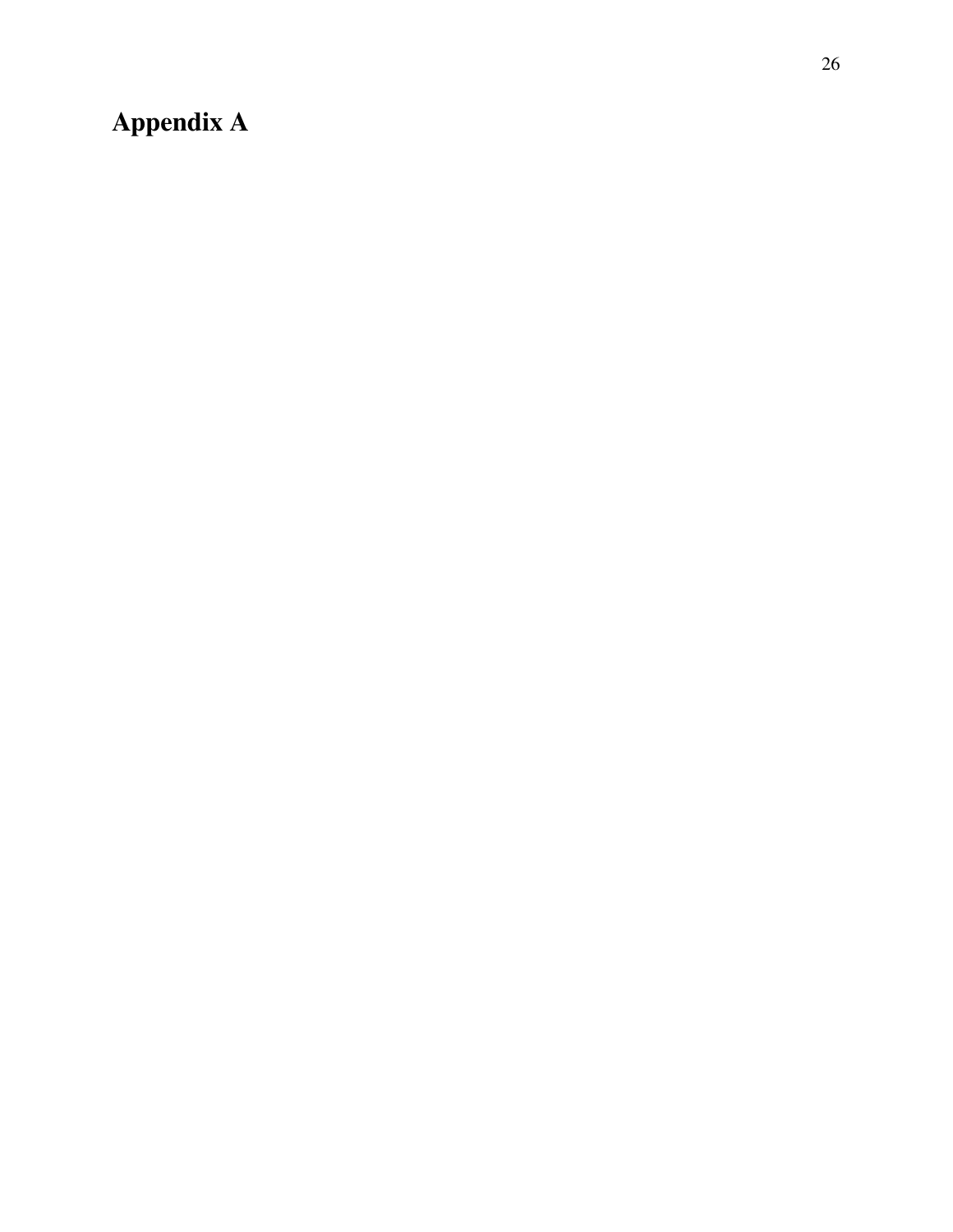# Appendix A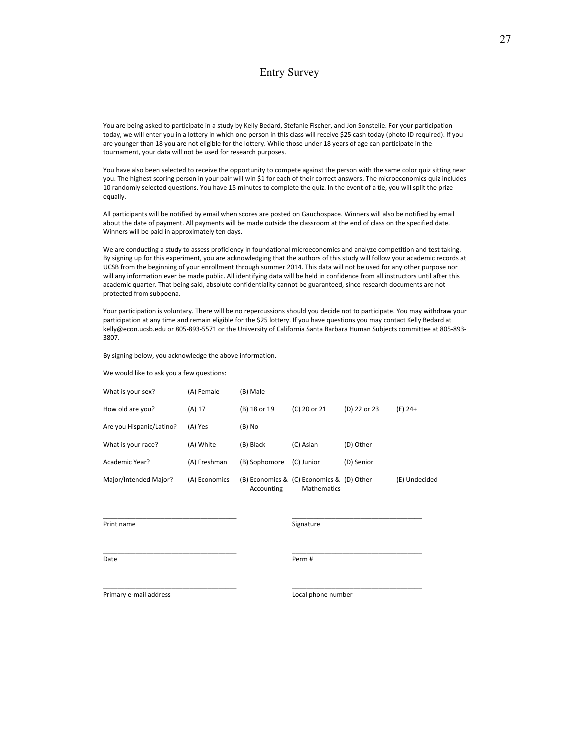# Entry Survey

You are being asked to participate in a study by Kelly Bedard, Stefanie Fischer, and Jon Sonstelie. For your participation today, we will enter you in a lottery in which one person in this class will receive $25 cash today (photo ID required). If you are younger than 18 you are not eligible for the lottery. While those under 18 years of age can participate in the tournament, your data will not be used for research purposes.

You have also been selected to receive the opportunity to compete against the person with the same color quiz sitting near you. The highest scoring person in your pair will win $1 for each of their correct answers. The microeconomics quiz includes 10 randomly selected questions. You have 15 minutes to complete the quiz. In the event of a tie, you will split the prize equally.

All participants will be notified by email when scores are posted on Gauchospace. Winners will also be notified by email about the date of payment. All payments will be made outside the classroom at the end of class on the specified date. Winners will be paid in approximately ten days.

We are conducting a study to assess proficiency in foundational microeconomics and analyze competition and test taking. By signing up for this experiment, you are acknowledging that the authors of this study will follow your academic records at UCSB from the beginning of your enrollment through summer 2014. This data will not be used for any other purpose nor will any information ever be made public. All identifying data will be held in confidence from all instructors until after this academic quarter. That being said, absolute confidentiality cannot be guaranteed, since research documents are not protected from subpoena.

Your participation is voluntary. There will be no repercussions should you decide not to participate. You may withdraw your participation at any time and remain eligible for the $25 lottery. If you have questions you may contact Kelly Bedard at kelly@econ.ucsb.edu or 805-893-5571 or the University of California Santa Barbara Human Subjects committee at 805-893-3807.

By signing below, you acknowledge the above information.

<u>We would like to ask you a few questions</u>:

| | | | | | |
|---|---|---|---|---|---|
| What is your sex? | (A) Female | (B) Male | | | |
| How old are you? | (A) 17 | (B) 18 or 19 | (C) 20 or 21 | (D) 22 or 23 | (E) 24+ |
| Are you Hispanic/Latino? | (A) Yes | (B) No | | | |
| What is your race? | (A) White | (B) Black | (C) Asian | (D) Other | |
| Academic Year? | (A) Freshman | (B) Sophomore | (C) Junior | (D) Senior | |
| Major/Intended Major? | (A) Economics | (B) Economics & Accounting | (C) Economics & Mathematics | (D) Other | (E) Undecided |

\_\_\_\_\_\_\_\_\_\_\_\_\_\_\_\_\_\_\_\_\_\_\_\_\_\_\_\_\_\_\_\_\_\_\_\_
Print name

\_\_\_\_\_\_\_\_\_\_\_\_\_\_\_\_\_\_\_\_\_\_\_\_\_\_\_\_\_\_\_\_\_\_\_\_
Signature

\_\_\_\_\_\_\_\_\_\_\_\_\_\_\_\_\_\_\_\_\_\_\_\_\_\_\_\_\_\_\_\_\_\_\_\_
Date

\_\_\_\_\_\_\_\_\_\_\_\_\_\_\_\_\_\_\_\_\_\_\_\_\_\_\_\_\_\_\_\_\_\_\_\_
Perm #

\_\_\_\_\_\_\_\_\_\_\_\_\_\_\_\_\_\_\_\_\_\_\_\_\_\_\_\_\_\_\_\_\_\_\_\_
Primary e-mail address

\_\_\_\_\_\_\_\_\_\_\_\_\_\_\_\_\_\_\_\_\_\_\_\_\_\_\_\_\_\_\_\_\_\_\_\_
Local phone number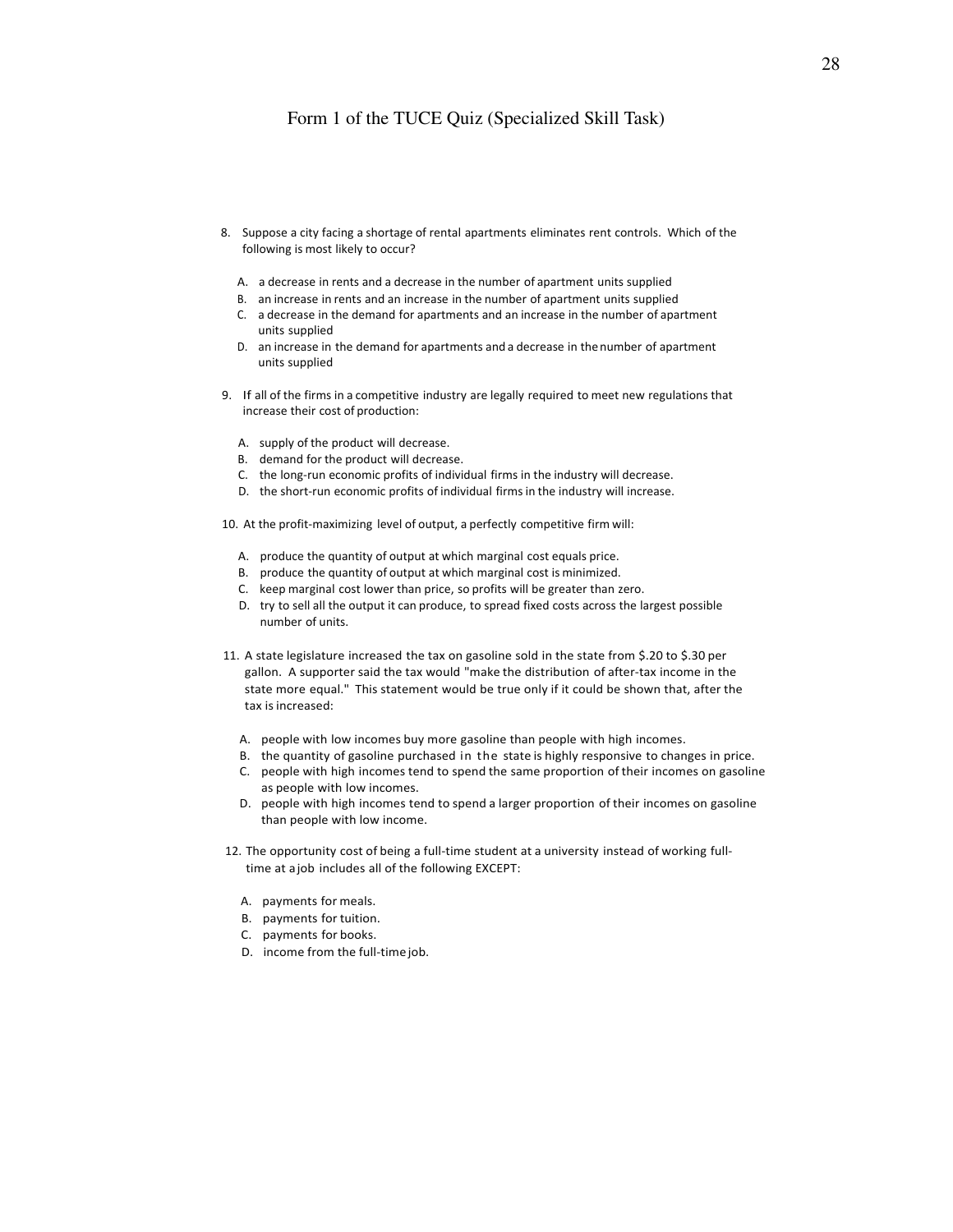# Form 1 of the TUCE Quiz (Specialized Skill Task)

8. Suppose a city facing a shortage of rental apartments eliminates rent controls. Which of the following is most likely to occur?

   A. a decrease in rents and a decrease in the number of apartment units supplied
   B. an increase in rents and an increase in the number of apartment units supplied
   C. a decrease in the demand for apartments and an increase in the number of apartment units supplied
   D. an increase in the demand for apartments and a decrease in the number of apartment units supplied

9. If all of the firms in a competitive industry are legally required to meet new regulations that increase their cost of production:

   A. supply of the product will decrease.
   B. demand for the product will decrease.
   C. the long-run economic profits of individual firms in the industry will decrease.
   D. the short-run economic profits of individual firms in the industry will increase.

10. At the profit-maximizing level of output, a perfectly competitive firm will:

    A. produce the quantity of output at which marginal cost equals price.
    B. produce the quantity of output at which marginal cost is minimized.
    C. keep marginal cost lower than price, so profits will be greater than zero.
    D. try to sell all the output it can produce, to spread fixed costs across the largest possible number of units.

11. A state legislature increased the tax on gasoline sold in the state from $.20 to $.30 per gallon. A supporter said the tax would "make the distribution of after-tax income in the state more equal." This statement would be true only if it could be shown that, after the tax is increased:

    A. people with low incomes buy more gasoline than people with high incomes.
    B. the quantity of gasoline purchased in the state is highly responsive to changes in price.
    C. people with high incomes tend to spend the same proportion of their incomes on gasoline as people with low incomes.
    D. people with high incomes tend to spend a larger proportion of their incomes on gasoline than people with low income.

12. The opportunity cost of being a full-time student at a university instead of working full-time at a job includes all of the following EXCEPT:

    A. payments for meals.
    B. payments for tuition.
    C. payments for books.
    D. income from the full-time job.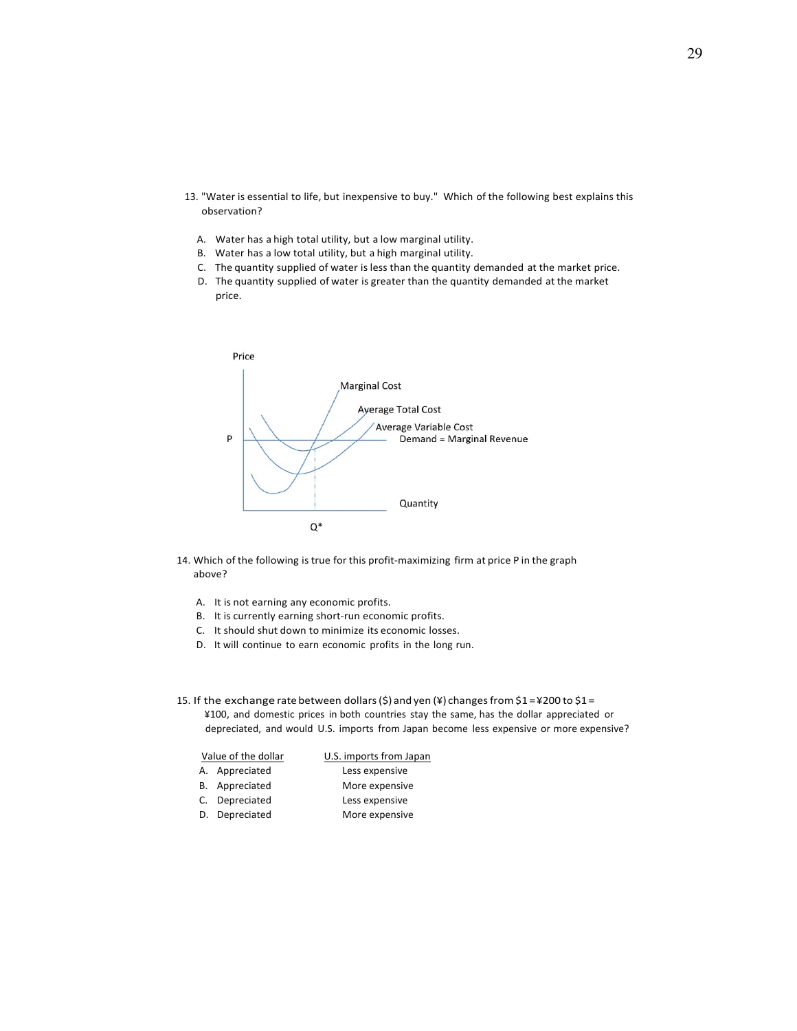13. "Water is essential to life, but inexpensive to buy." Which of the following best explains this observation?

    A. Water has a high total utility, but a low marginal utility.
    B. Water has a low total utility, but a high marginal utility.
    C. The quantity supplied of water is less than the quantity demanded at the market price.
    D. The quantity supplied of water is greater than the quantity demanded at the market price.

Price

Marginal Cost

Average Total Cost

Average Variable Cost

P — Demand = Marginal Revenue

Quantity

Q*

14. Which of the following is true for this profit-maximizing firm at price P in the graph above?

    A. It is not earning any economic profits.
    B. It is currently earning short-run economic profits.
    C. It should shut down to minimize its economic losses.
    D. It will continue to earn economic profits in the long run.

15. If the exchange rate between dollars ($) and yen (¥) changes from $1 = ¥200 to $1 = ¥100, and domestic prices in both countries stay the same, has the dollar appreciated or depreciated, and would U.S. imports from Japan become less expensive or more expensive?

| | Value of the dollar | U.S. imports from Japan |
|---|---|---|
| A. | Appreciated | Less expensive |
| B. | Appreciated | More expensive |
| C. | Depreciated | Less expensive |
| D. | Depreciated | More expensive |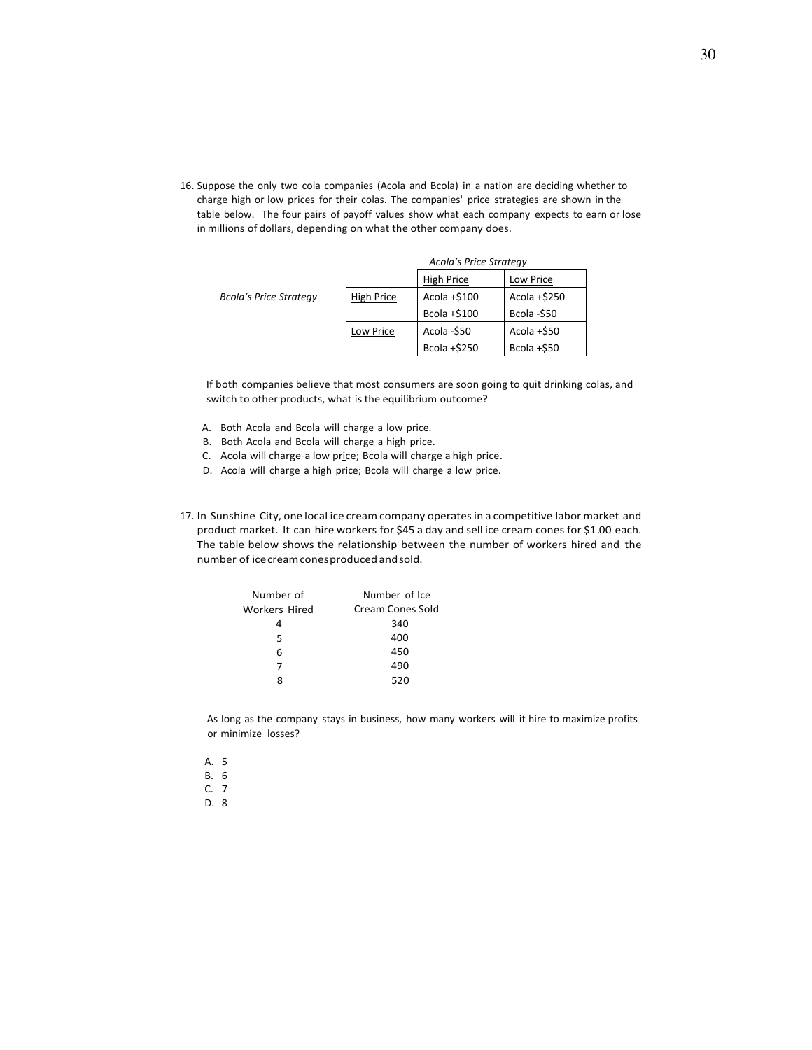16. Suppose the only two cola companies (Acola and Bcola) in a nation are deciding whether to charge high or low prices for their colas. The companies' price strategies are shown in the table below. The four pairs of payoff values show what each company expects to earn or lose in millions of dollars, depending on what the other company does.

| | | *Acola's Price Strategy* | |
|---|---|---|---|
| | | High Price | Low Price |
| *Bcola's Price Strategy* | High Price | Acola +$100<br>Bcola +$100 | Acola +$250<br>Bcola -$50 |
| | Low Price | Acola -$50<br>Bcola +$250 | Acola +$50<br>Bcola +$50 |

If both companies believe that most consumers are soon going to quit drinking colas, and switch to other products, what is the equilibrium outcome?

A. Both Acola and Bcola will charge a low price.
B. Both Acola and Bcola will charge a high price.
C. Acola will charge a low price; Bcola will charge a high price.
D. Acola will charge a high price; Bcola will charge a low price.

17. In Sunshine City, one local ice cream company operates in a competitive labor market and product market. It can hire workers for $45 a day and sell ice cream cones for $1.00 each. The table below shows the relationship between the number of workers hired and the number of ice cream cones produced and sold.

| Number of Workers Hired | Number of Ice Cream Cones Sold |
|---|---|
| 4 | 340 |
| 5 | 400 |
| 6 | 450 |
| 7 | 490 |
| 8 | 520 |

As long as the company stays in business, how many workers will it hire to maximize profits or minimize losses?

A. 5
B. 6
C. 7
D. 8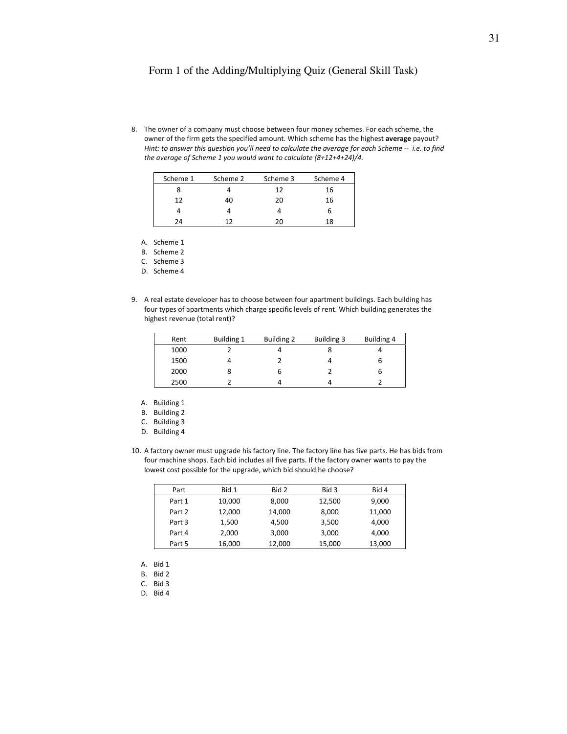# Form 1 of the Adding/Multiplying Quiz (General Skill Task)

8. The owner of a company must choose between four money schemes. For each scheme, the owner of the firm gets the specified amount. Which scheme has the highest **average** payout? *Hint: to answer this question you'll need to calculate the average for each Scheme -- i.e. to find the average of Scheme 1 you would want to calculate (8+12+4+24)/4.*

| Scheme 1 | Scheme 2 | Scheme 3 | Scheme 4 |
|---|---|---|---|
| 8 | 4 | 12 | 16 |
| 12 | 40 | 20 | 16 |
| 4 | 4 | 4 | 6 |
| 24 | 12 | 20 | 18 |

   A. Scheme 1
   B. Scheme 2
   C. Scheme 3
   D. Scheme 4

9. A real estate developer has to choose between four apartment buildings. Each building has four types of apartments which charge specific levels of rent. Which building generates the highest revenue (total rent)?

| Rent | Building 1 | Building 2 | Building 3 | Building 4 |
|---|---|---|---|---|
| 1000 | 2 | 4 | 8 | 4 |
| 1500 | 4 | 2 | 4 | 6 |
| 2000 | 8 | 6 | 2 | 6 |
| 2500 | 2 | 4 | 4 | 2 |

   A. Building 1
   B. Building 2
   C. Building 3
   D. Building 4

10. A factory owner must upgrade his factory line. The factory line has five parts. He has bids from four machine shops. Each bid includes all five parts. If the factory owner wants to pay the lowest cost possible for the upgrade, which bid should he choose?

| Part | Bid 1 | Bid 2 | Bid 3 | Bid 4 |
|---|---|---|---|---|
| Part 1 | 10,000 | 8,000 | 12,500 | 9,000 |
| Part 2 | 12,000 | 14,000 | 8,000 | 11,000 |
| Part 3 | 1,500 | 4,500 | 3,500 | 4,000 |
| Part 4 | 2,000 | 3,000 | 3,000 | 4,000 |
| Part 5 | 16,000 | 12,000 | 15,000 | 13,000 |

   A. Bid 1
   B. Bid 2
   C. Bid 3
   D. Bid 4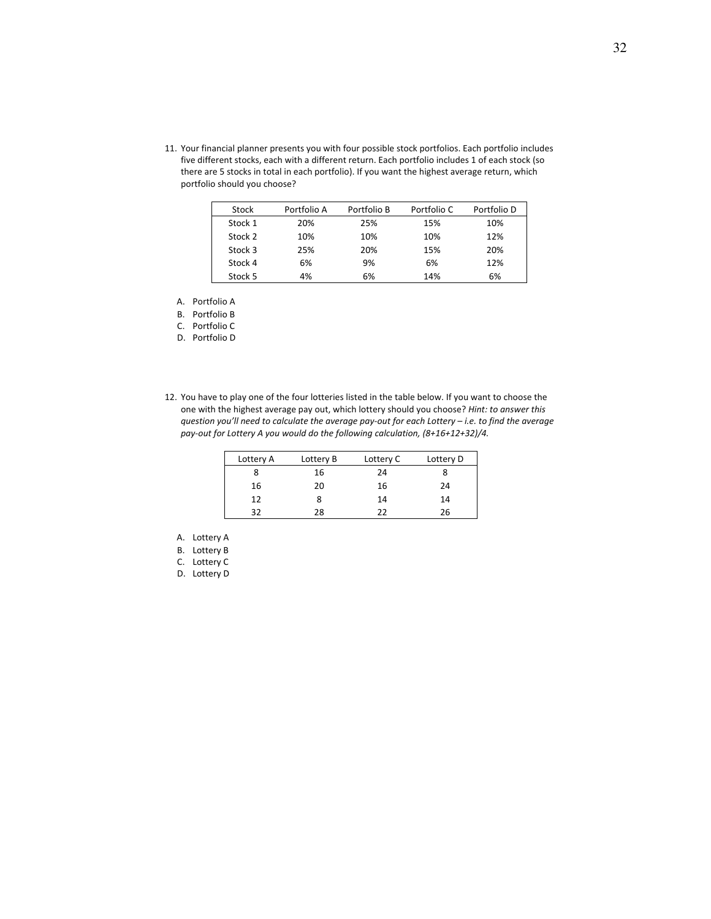11. Your financial planner presents you with four possible stock portfolios. Each portfolio includes five different stocks, each with a different return. Each portfolio includes 1 of each stock (so there are 5 stocks in total in each portfolio). If you want the highest average return, which portfolio should you choose?

| Stock | Portfolio A | Portfolio B | Portfolio C | Portfolio D |
|---|---|---|---|---|
| Stock 1 | 20% | 25% | 15% | 10% |
| Stock 2 | 10% | 10% | 10% | 12% |
| Stock 3 | 25% | 20% | 15% | 20% |
| Stock 4 | 6% | 9% | 6% | 12% |
| Stock 5 | 4% | 6% | 14% | 6% |

A. Portfolio A
B. Portfolio B
C. Portfolio C
D. Portfolio D

12. You have to play one of the four lotteries listed in the table below. If you want to choose the one with the highest average pay out, which lottery should you choose? *Hint: to answer this question you'll need to calculate the average pay-out for each Lottery – i.e. to find the average pay-out for Lottery A you would do the following calculation, (8+16+12+32)/4.*

| Lottery A | Lottery B | Lottery C | Lottery D |
|---|---|---|---|
| 8 | 16 | 24 | 8 |
| 16 | 20 | 16 | 24 |
| 12 | 8 | 14 | 14 |
| 32 | 28 | 22 | 26 |

A. Lottery A
B. Lottery B
C. Lottery C
D. Lottery D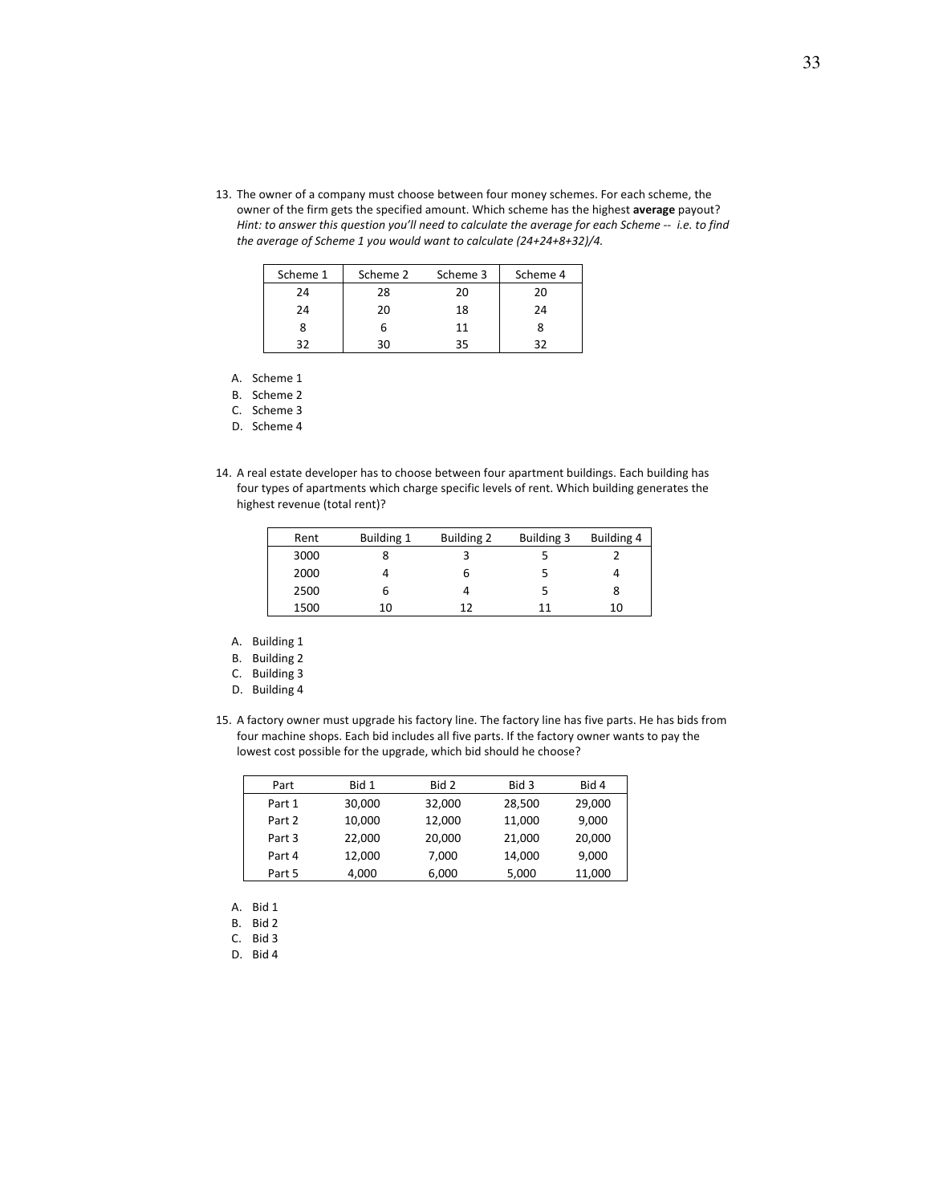13. The owner of a company must choose between four money schemes. For each scheme, the owner of the firm gets the specified amount. Which scheme has the highest **average** payout? *Hint: to answer this question you'll need to calculate the average for each Scheme -- i.e. to find the average of Scheme 1 you would want to calculate (24+24+8+32)/4.*

| Scheme 1 | Scheme 2 | Scheme 3 | Scheme 4 |
|---|---|---|---|
| 24 | 28 | 20 | 20 |
| 24 | 20 | 18 | 24 |
| 8 | 6 | 11 | 8 |
| 32 | 30 | 35 | 32 |

   A. Scheme 1
   B. Scheme 2
   C. Scheme 3
   D. Scheme 4

14. A real estate developer has to choose between four apartment buildings. Each building has four types of apartments which charge specific levels of rent. Which building generates the highest revenue (total rent)?

| Rent | Building 1 | Building 2 | Building 3 | Building 4 |
|---|---|---|---|---|
| 3000 | 8 | 3 | 5 | 2 |
| 2000 | 4 | 6 | 5 | 4 |
| 2500 | 6 | 4 | 5 | 8 |
| 1500 | 10 | 12 | 11 | 10 |

   A. Building 1
   B. Building 2
   C. Building 3
   D. Building 4

15. A factory owner must upgrade his factory line. The factory line has five parts. He has bids from four machine shops. Each bid includes all five parts. If the factory owner wants to pay the lowest cost possible for the upgrade, which bid should he choose?

| Part | Bid 1 | Bid 2 | Bid 3 | Bid 4 |
|---|---|---|---|---|
| Part 1 | 30,000 | 32,000 | 28,500 | 29,000 |
| Part 2 | 10,000 | 12,000 | 11,000 | 9,000 |
| Part 3 | 22,000 | 20,000 | 21,000 | 20,000 |
| Part 4 | 12,000 | 7,000 | 14,000 | 9,000 |
| Part 5 | 4,000 | 6,000 | 5,000 | 11,000 |

   A. Bid 1
   B. Bid 2
   C. Bid 3
   D. Bid 4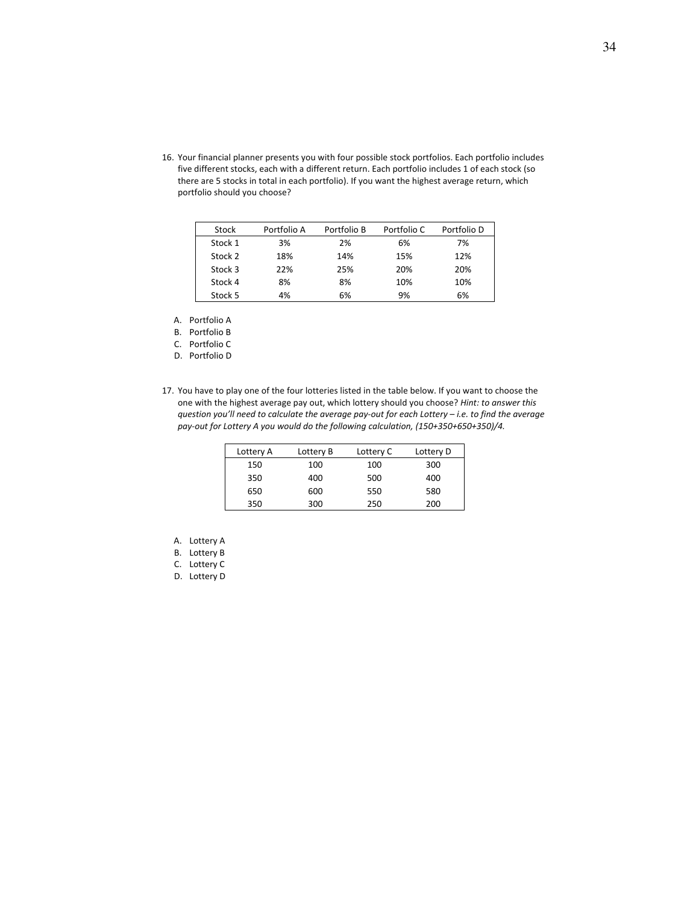16. Your financial planner presents you with four possible stock portfolios. Each portfolio includes five different stocks, each with a different return. Each portfolio includes 1 of each stock (so there are 5 stocks in total in each portfolio). If you want the highest average return, which portfolio should you choose?

| Stock | Portfolio A | Portfolio B | Portfolio C | Portfolio D |
|---|---|---|---|---|
| Stock 1 | 3% | 2% | 6% | 7% |
| Stock 2 | 18% | 14% | 15% | 12% |
| Stock 3 | 22% | 25% | 20% | 20% |
| Stock 4 | 8% | 8% | 10% | 10% |
| Stock 5 | 4% | 6% | 9% | 6% |

A. Portfolio A
B. Portfolio B
C. Portfolio C
D. Portfolio D

17. You have to play one of the four lotteries listed in the table below. If you want to choose the one with the highest average pay out, which lottery should you choose? *Hint: to answer this question you'll need to calculate the average pay-out for each Lottery – i.e. to find the average pay-out for Lottery A you would do the following calculation, (150+350+650+350)/4.*

| Lottery A | Lottery B | Lottery C | Lottery D |
|---|---|---|---|
| 150 | 100 | 100 | 300 |
| 350 | 400 | 500 | 400 |
| 650 | 600 | 550 | 580 |
| 350 | 300 | 250 | 200 |

A. Lottery A
B. Lottery B
C. Lottery C
D. Lottery D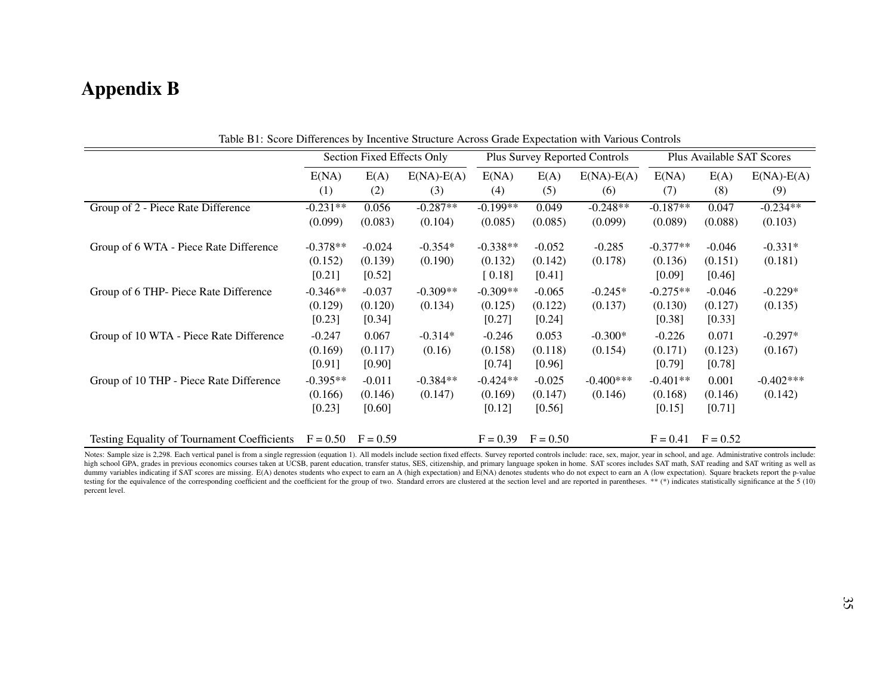# Appendix B

Table B1: Score Differences by Incentive Structure Across Grade Expectation with Various Controls

| | Section Fixed Effects Only | | | Plus Survey Reported Controls | | | Plus Available SAT Scores | | |
|---|---|---|---|---|---|---|---|---|---|
| | E(NA) | E(A) | E(NA)-E(A) | E(NA) | E(A) | E(NA)-E(A) | E(NA) | E(A) | E(NA)-E(A) |
| | (1) | (2) | (3) | (4) | (5) | (6) | (7) | (8) | (9) |
| Group of 2 - Piece Rate Difference | -0.231** | 0.056 | -0.287** | -0.199** | 0.049 | -0.248** | -0.187** | 0.047 | -0.234** |
| | (0.099) | (0.083) | (0.104) | (0.085) | (0.085) | (0.099) | (0.089) | (0.088) | (0.103) |
| Group of 6 WTA - Piece Rate Difference | -0.378** | -0.024 | -0.354* | -0.338** | -0.052 | -0.285 | -0.377** | -0.046 | -0.331* |
| | (0.152) | (0.139) | (0.190) | (0.132) | (0.142) | (0.178) | (0.136) | (0.151) | (0.181) |
| | [0.21] | [0.52] | | [ 0.18] | [0.41] | | [0.09] | [0.46] | |
| Group of 6 THP- Piece Rate Difference | -0.346** | -0.037 | -0.309** | -0.309** | -0.065 | -0.245* | -0.275** | -0.046 | -0.229* |
| | (0.129) | (0.120) | (0.134) | (0.125) | (0.122) | (0.137) | (0.130) | (0.127) | (0.135) |
| | [0.23] | [0.34] | | [0.27] | [0.24] | | [0.38] | [0.33] | |
| Group of 10 WTA - Piece Rate Difference | -0.247 | 0.067 | -0.314* | -0.246 | 0.053 | -0.300* | -0.226 | 0.071 | -0.297* |
| | (0.169) | (0.117) | (0.16) | (0.158) | (0.118) | (0.154) | (0.171) | (0.123) | (0.167) |
| | [0.91] | [0.90] | | [0.74] | [0.96] | | [0.79] | [0.78] | |
| Group of 10 THP - Piece Rate Difference | -0.395** | -0.011 | -0.384** | -0.424** | -0.025 | -0.400*** | -0.401** | 0.001 | -0.402*** |
| | (0.166) | (0.146) | (0.147) | (0.169) | (0.147) | (0.146) | (0.168) | (0.146) | (0.142) |
| | [0.23] | [0.60] | | [0.12] | [0.56] | | [0.15] | [0.71] | |
| Testing Equality of Tournament Coefficients | F = 0.50 | F = 0.59 | | F = 0.39 | F = 0.50 | | F = 0.41 | F = 0.52 | |

Notes: Sample size is 2,298. Each vertical panel is from a single regression (equation 1). All models include section fixed effects. Survey reported controls include: race, sex, major, year in school, and age. Administrative controls include: high school GPA, grades in previous economics courses taken at UCSB, parent education, transfer status, SES, citizenship, and primary language spoken in home. SAT scores includes SAT math, SAT reading and SAT writing as well as dummy variables indicating if SAT scores are missing. E(A) denotes students who expect to earn an A (high expectation) and E(NA) denotes students who do not expect to earn an A (low expectation). Square brackets report the p-value testing for the equivalence of the corresponding coefficient and the coefficient for the group of two. Standard errors are clustered at the section level and are reported in parentheses. ** (*) indicates statistically significance at the 5 (10) percent level.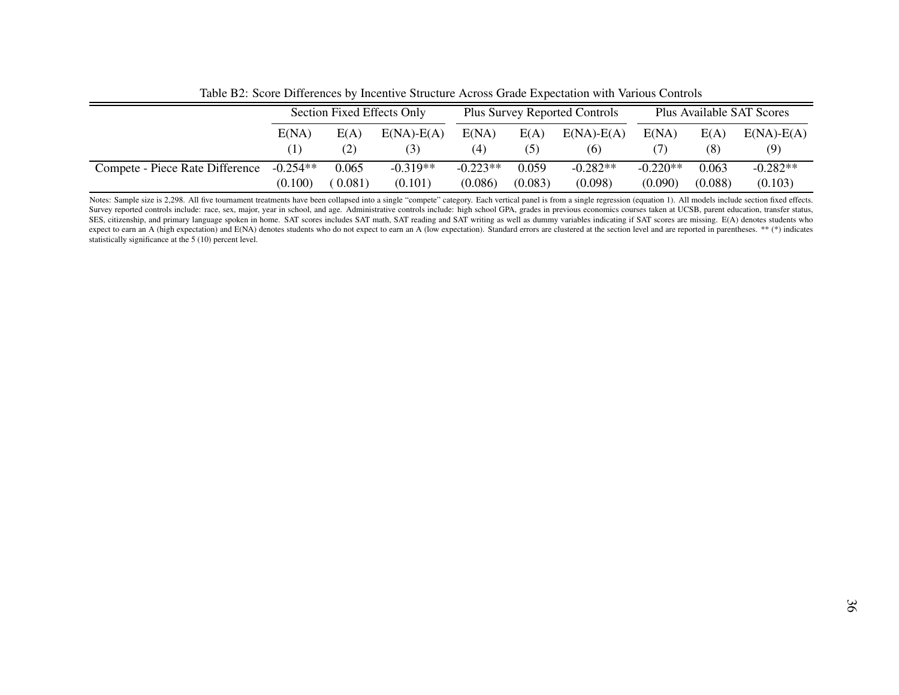Table B2: Score Differences by Incentive Structure Across Grade Expectation with Various Controls

| | Section Fixed Effects Only | | | Plus Survey Reported Controls | | | Plus Available SAT Scores | | |
|---|---|---|---|---|---|---|---|---|---|
| | E(NA) | E(A) | E(NA)-E(A) | E(NA) | E(A) | E(NA)-E(A) | E(NA) | E(A) | E(NA)-E(A) |
| | (1) | (2) | (3) | (4) | (5) | (6) | (7) | (8) | (9) |
| Compete - Piece Rate Difference | -0.254** | 0.065 | -0.319** | -0.223** | 0.059 | -0.282** | -0.220** | 0.063 | -0.282** |
| | (0.100) | ( 0.081) | (0.101) | (0.086) | (0.083) | (0.098) | (0.090) | (0.088) | (0.103) |

Notes: Sample size is 2,298. All five tournament treatments have been collapsed into a single "compete" category. Each vertical panel is from a single regression (equation 1). All models include section fixed effects. Survey reported controls include: race, sex, major, year in school, and age. Administrative controls include: high school GPA, grades in previous economics courses taken at UCSB, parent education, transfer status, SES, citizenship, and primary language spoken in home. SAT scores includes SAT math, SAT reading and SAT writing as well as dummy variables indicating if SAT scores are missing. E(A) denotes students who expect to earn an A (high expectation) and E(NA) denotes students who do not expect to earn an A (low expectation). Standard errors are clustered at the section level and are reported in parentheses. ** (*) indicates statistically significance at the 5 (10) percent level.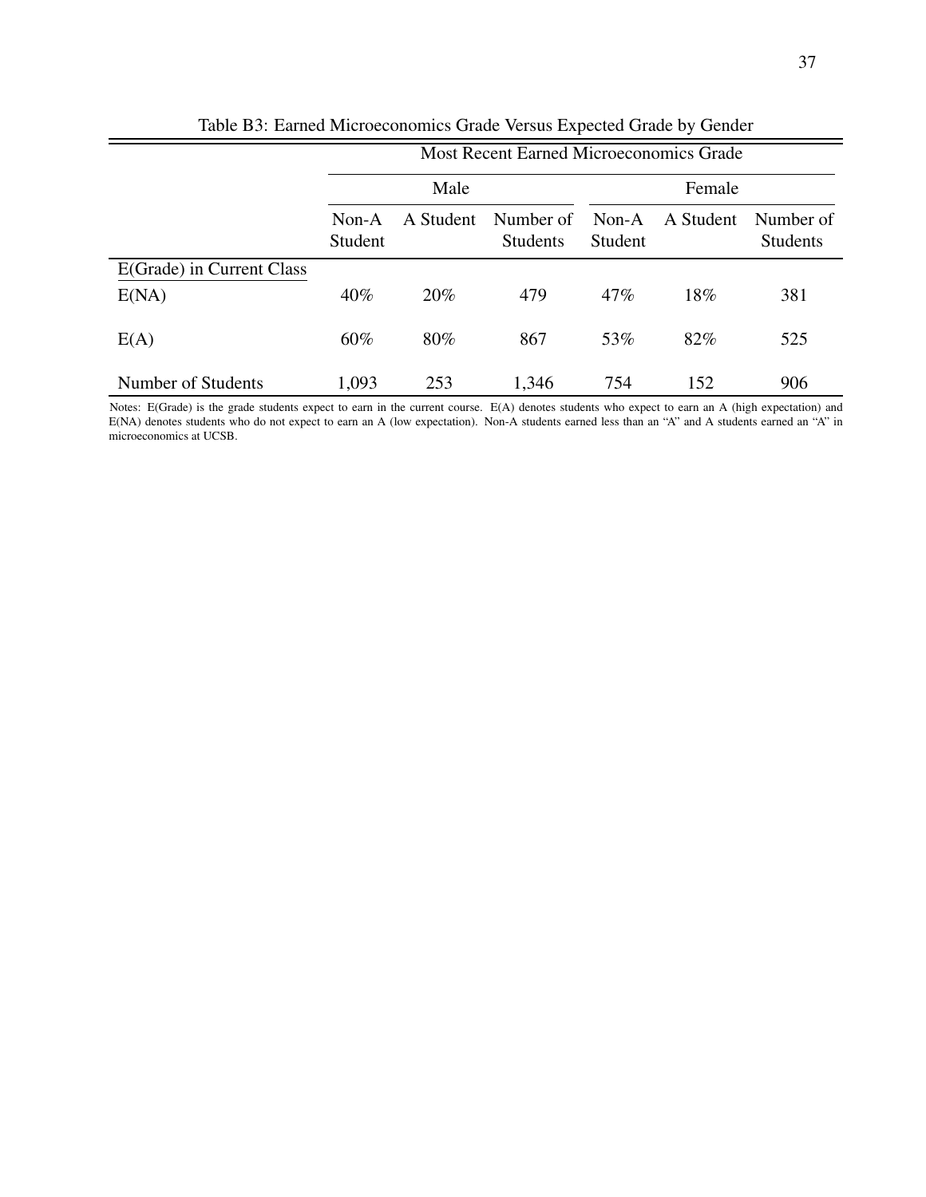Table B3: Earned Microeconomics Grade Versus Expected Grade by Gender

| | Most Recent Earned Microeconomics Grade | | | | | |
|---|---|---|---|---|---|---|
| | Male | | | Female | | |
| | Non-A Student | A Student | Number of Students | Non-A Student | A Student | Number of Students |
| E(Grade) in Current Class | | | | | | |
| E(NA) | 40% | 20% | 479 | 47% | 18% | 381 |
| E(A) | 60% | 80% | 867 | 53% | 82% | 525 |
| Number of Students | 1,093 | 253 | 1,346 | 754 | 152 | 906 |

Notes: E(Grade) is the grade students expect to earn in the current course. E(A) denotes students who expect to earn an A (high expectation) and E(NA) denotes students who do not expect to earn an A (low expectation). Non-A students earned less than an "A" and A students earned an "A" in microeconomics at UCSB.